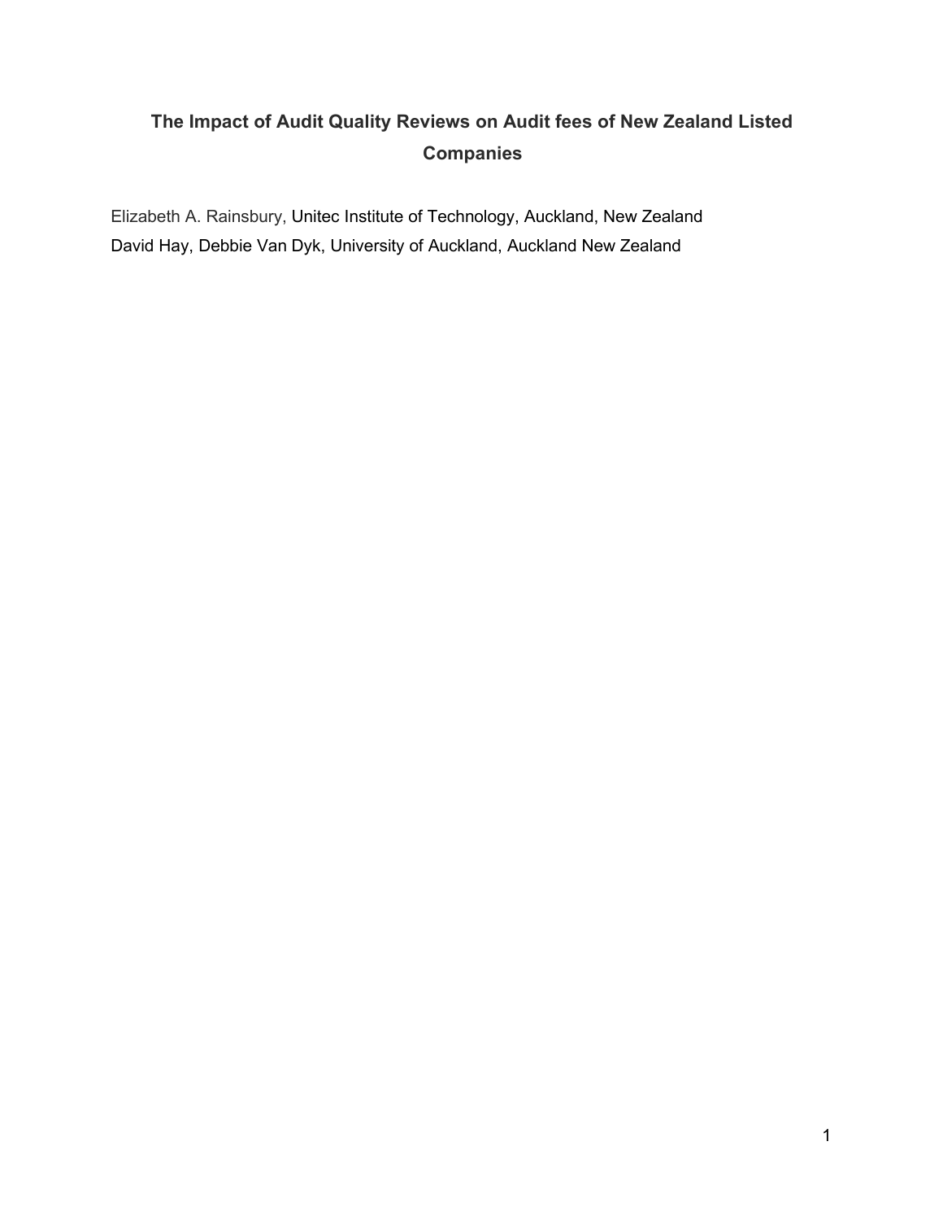# The Impact of Audit Quality Reviews on Audit fees of New Zealand Listed Companies

Elizabeth A. Rainsbury, Unitec Institute of Technology, Auckland, New Zealand
David Hay, Debbie Van Dyk, University of Auckland, Auckland New Zealand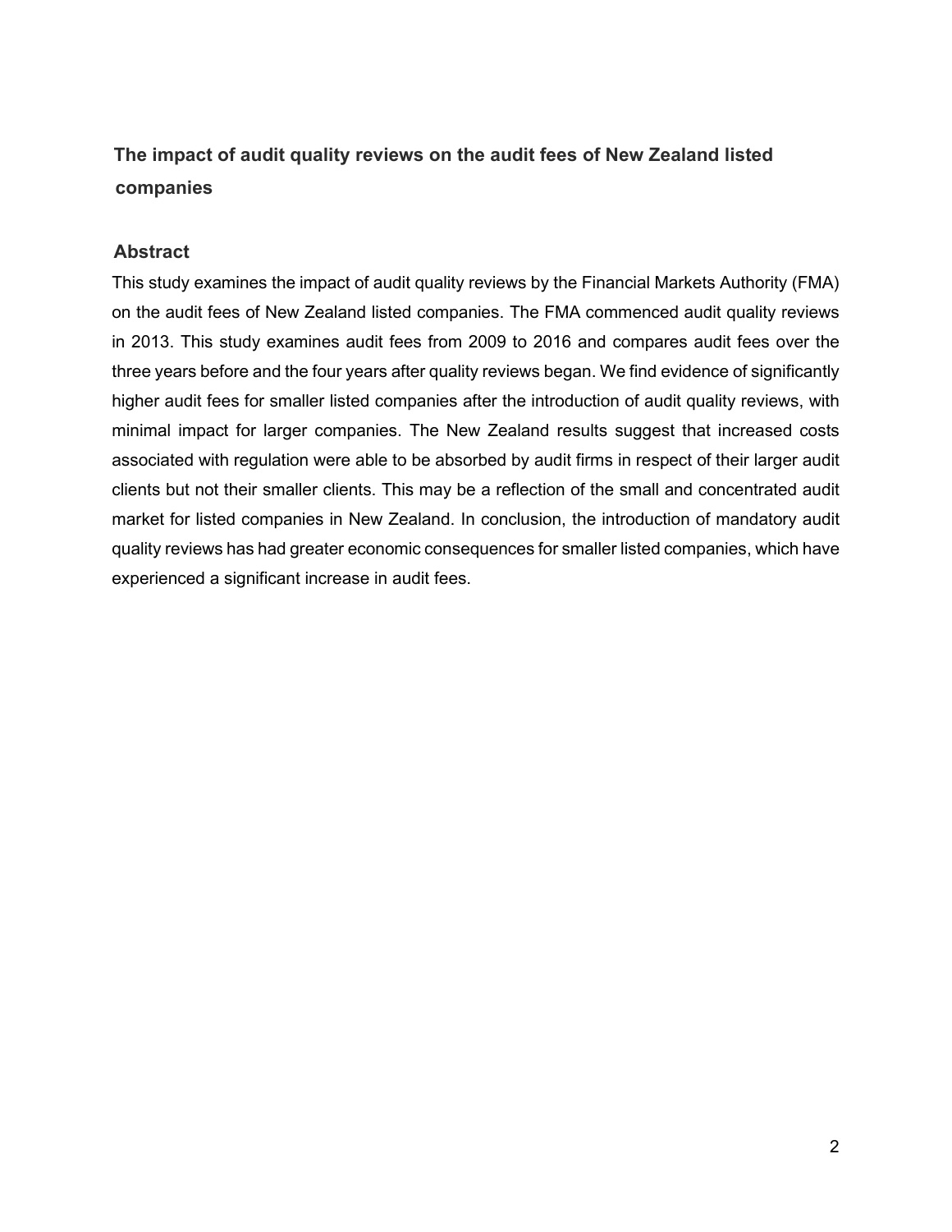## The impact of audit quality reviews on the audit fees of New Zealand listed companies

### Abstract

This study examines the impact of audit quality reviews by the Financial Markets Authority (FMA) on the audit fees of New Zealand listed companies. The FMA commenced audit quality reviews in 2013. This study examines audit fees from 2009 to 2016 and compares audit fees over the three years before and the four years after quality reviews began. We find evidence of significantly higher audit fees for smaller listed companies after the introduction of audit quality reviews, with minimal impact for larger companies. The New Zealand results suggest that increased costs associated with regulation were able to be absorbed by audit firms in respect of their larger audit clients but not their smaller clients. This may be a reflection of the small and concentrated audit market for listed companies in New Zealand. In conclusion, the introduction of mandatory audit quality reviews has had greater economic consequences for smaller listed companies, which have experienced a significant increase in audit fees.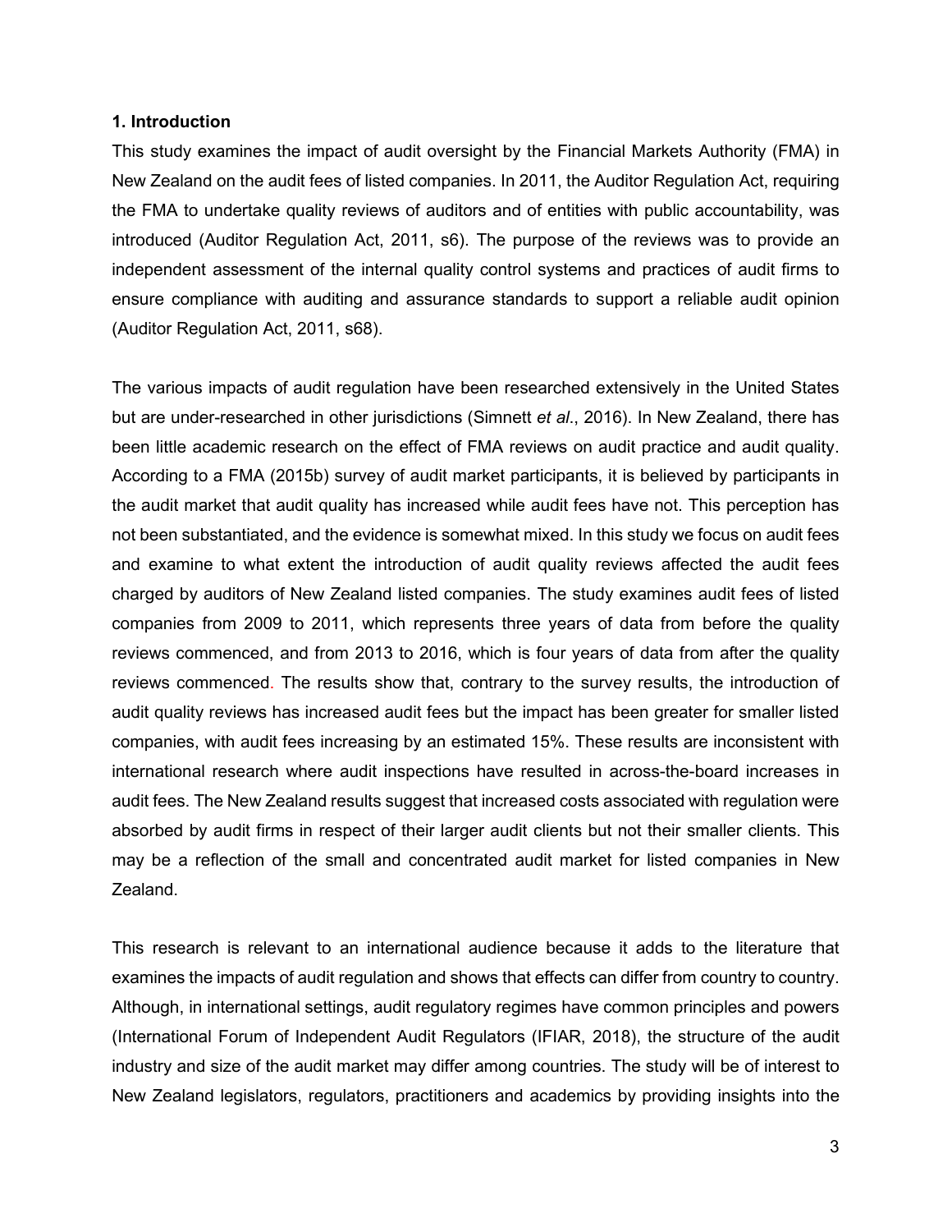## 1. Introduction

This study examines the impact of audit oversight by the Financial Markets Authority (FMA) in New Zealand on the audit fees of listed companies. In 2011, the Auditor Regulation Act, requiring the FMA to undertake quality reviews of auditors and of entities with public accountability, was introduced (Auditor Regulation Act, 2011, s6). The purpose of the reviews was to provide an independent assessment of the internal quality control systems and practices of audit firms to ensure compliance with auditing and assurance standards to support a reliable audit opinion (Auditor Regulation Act, 2011, s68).

The various impacts of audit regulation have been researched extensively in the United States but are under-researched in other jurisdictions (Simnett *et al*., 2016). In New Zealand, there has been little academic research on the effect of FMA reviews on audit practice and audit quality. According to a FMA (2015b) survey of audit market participants, it is believed by participants in the audit market that audit quality has increased while audit fees have not. This perception has not been substantiated, and the evidence is somewhat mixed. In this study we focus on audit fees and examine to what extent the introduction of audit quality reviews affected the audit fees charged by auditors of New Zealand listed companies. The study examines audit fees of listed companies from 2009 to 2011, which represents three years of data from before the quality reviews commenced, and from 2013 to 2016, which is four years of data from after the quality reviews commenced. The results show that, contrary to the survey results, the introduction of audit quality reviews has increased audit fees but the impact has been greater for smaller listed companies, with audit fees increasing by an estimated 15%. These results are inconsistent with international research where audit inspections have resulted in across-the-board increases in audit fees. The New Zealand results suggest that increased costs associated with regulation were absorbed by audit firms in respect of their larger audit clients but not their smaller clients. This may be a reflection of the small and concentrated audit market for listed companies in New Zealand.

This research is relevant to an international audience because it adds to the literature that examines the impacts of audit regulation and shows that effects can differ from country to country. Although, in international settings, audit regulatory regimes have common principles and powers (International Forum of Independent Audit Regulators (IFIAR, 2018), the structure of the audit industry and size of the audit market may differ among countries. The study will be of interest to New Zealand legislators, regulators, practitioners and academics by providing insights into the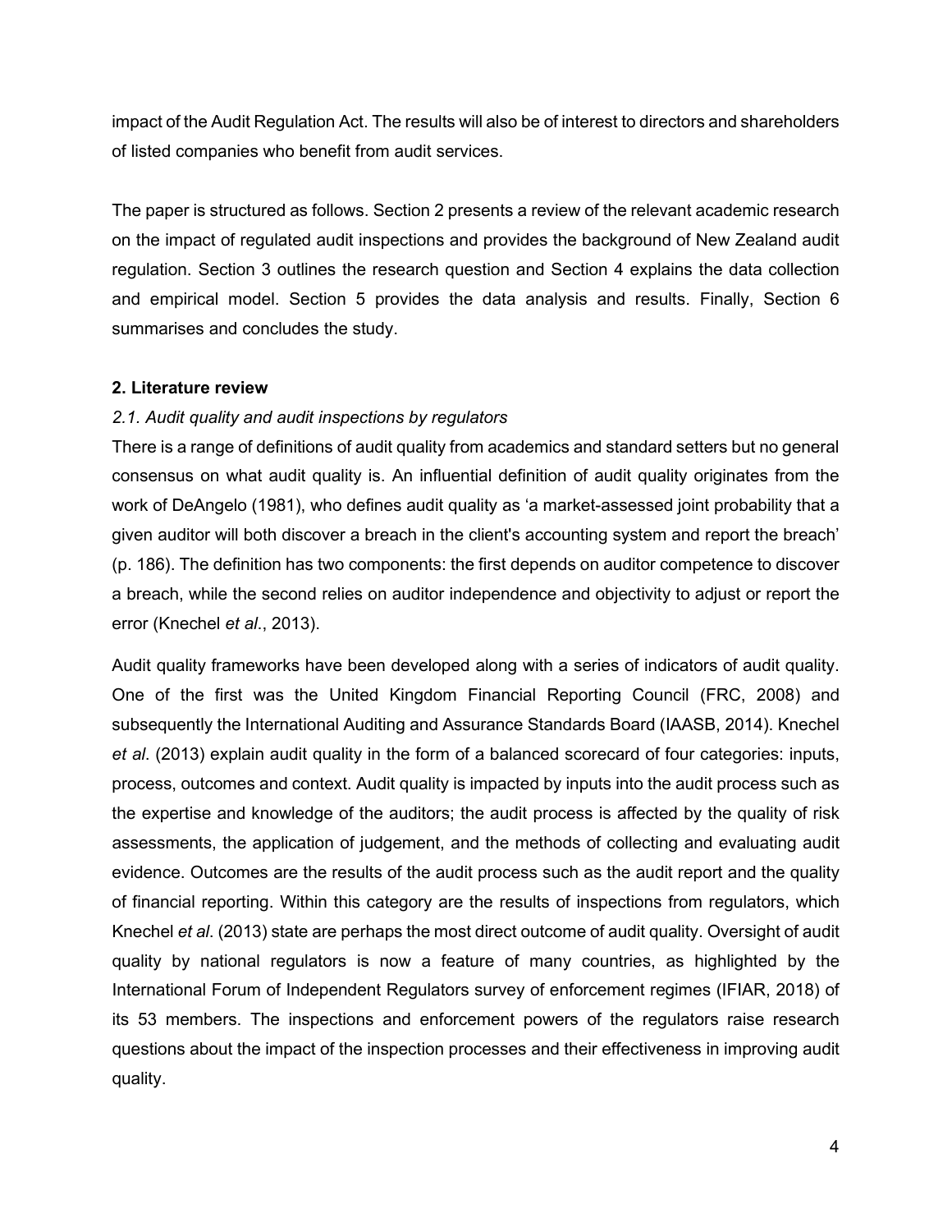impact of the Audit Regulation Act. The results will also be of interest to directors and shareholders of listed companies who benefit from audit services.

The paper is structured as follows. Section 2 presents a review of the relevant academic research on the impact of regulated audit inspections and provides the background of New Zealand audit regulation. Section 3 outlines the research question and Section 4 explains the data collection and empirical model. Section 5 provides the data analysis and results. Finally, Section 6 summarises and concludes the study.

## 2. Literature review

### *2.1. Audit quality and audit inspections by regulators*

There is a range of definitions of audit quality from academics and standard setters but no general consensus on what audit quality is. An influential definition of audit quality originates from the work of DeAngelo (1981), who defines audit quality as 'a market-assessed joint probability that a given auditor will both discover a breach in the client's accounting system and report the breach' (p. 186). The definition has two components: the first depends on auditor competence to discover a breach, while the second relies on auditor independence and objectivity to adjust or report the error (Knechel *et al*., 2013).

Audit quality frameworks have been developed along with a series of indicators of audit quality. One of the first was the United Kingdom Financial Reporting Council (FRC, 2008) and subsequently the International Auditing and Assurance Standards Board (IAASB, 2014). Knechel *et al*. (2013) explain audit quality in the form of a balanced scorecard of four categories: inputs, process, outcomes and context. Audit quality is impacted by inputs into the audit process such as the expertise and knowledge of the auditors; the audit process is affected by the quality of risk assessments, the application of judgement, and the methods of collecting and evaluating audit evidence. Outcomes are the results of the audit process such as the audit report and the quality of financial reporting. Within this category are the results of inspections from regulators, which Knechel *et al*. (2013) state are perhaps the most direct outcome of audit quality. Oversight of audit quality by national regulators is now a feature of many countries, as highlighted by the International Forum of Independent Regulators survey of enforcement regimes (IFIAR, 2018) of its 53 members. The inspections and enforcement powers of the regulators raise research questions about the impact of the inspection processes and their effectiveness in improving audit quality.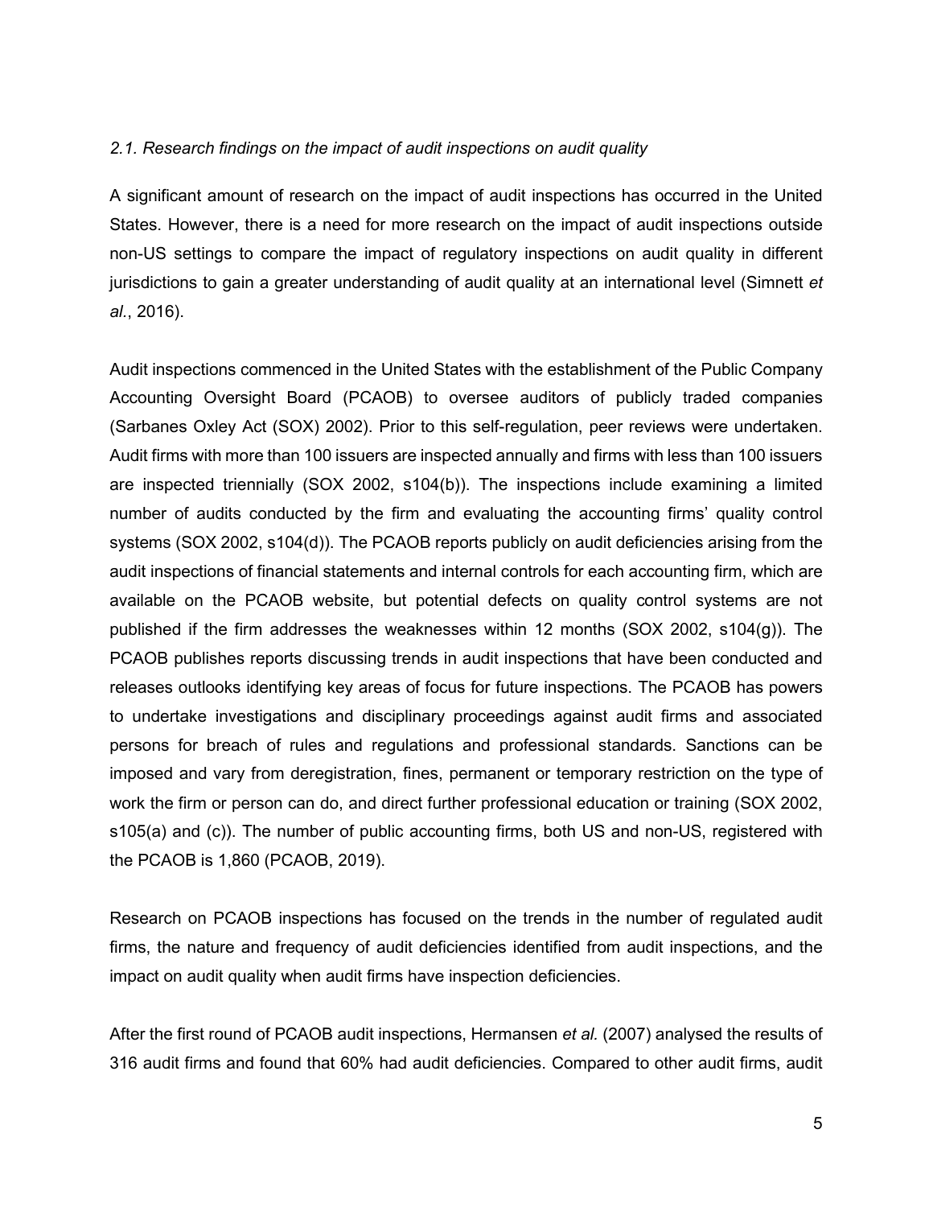### *2.1. Research findings on the impact of audit inspections on audit quality*

A significant amount of research on the impact of audit inspections has occurred in the United States. However, there is a need for more research on the impact of audit inspections outside non-US settings to compare the impact of regulatory inspections on audit quality in different jurisdictions to gain a greater understanding of audit quality at an international level (Simnett *et al.*, 2016).

Audit inspections commenced in the United States with the establishment of the Public Company Accounting Oversight Board (PCAOB) to oversee auditors of publicly traded companies (Sarbanes Oxley Act (SOX) 2002). Prior to this self-regulation, peer reviews were undertaken. Audit firms with more than 100 issuers are inspected annually and firms with less than 100 issuers are inspected triennially (SOX 2002, s104(b)). The inspections include examining a limited number of audits conducted by the firm and evaluating the accounting firms' quality control systems (SOX 2002, s104(d)). The PCAOB reports publicly on audit deficiencies arising from the audit inspections of financial statements and internal controls for each accounting firm, which are available on the PCAOB website, but potential defects on quality control systems are not published if the firm addresses the weaknesses within 12 months (SOX 2002, s104(g)). The PCAOB publishes reports discussing trends in audit inspections that have been conducted and releases outlooks identifying key areas of focus for future inspections. The PCAOB has powers to undertake investigations and disciplinary proceedings against audit firms and associated persons for breach of rules and regulations and professional standards. Sanctions can be imposed and vary from deregistration, fines, permanent or temporary restriction on the type of work the firm or person can do, and direct further professional education or training (SOX 2002, s105(a) and (c)). The number of public accounting firms, both US and non-US, registered with the PCAOB is 1,860 (PCAOB, 2019).

Research on PCAOB inspections has focused on the trends in the number of regulated audit firms, the nature and frequency of audit deficiencies identified from audit inspections, and the impact on audit quality when audit firms have inspection deficiencies.

After the first round of PCAOB audit inspections, Hermansen *et al.* (2007) analysed the results of 316 audit firms and found that 60% had audit deficiencies. Compared to other audit firms, audit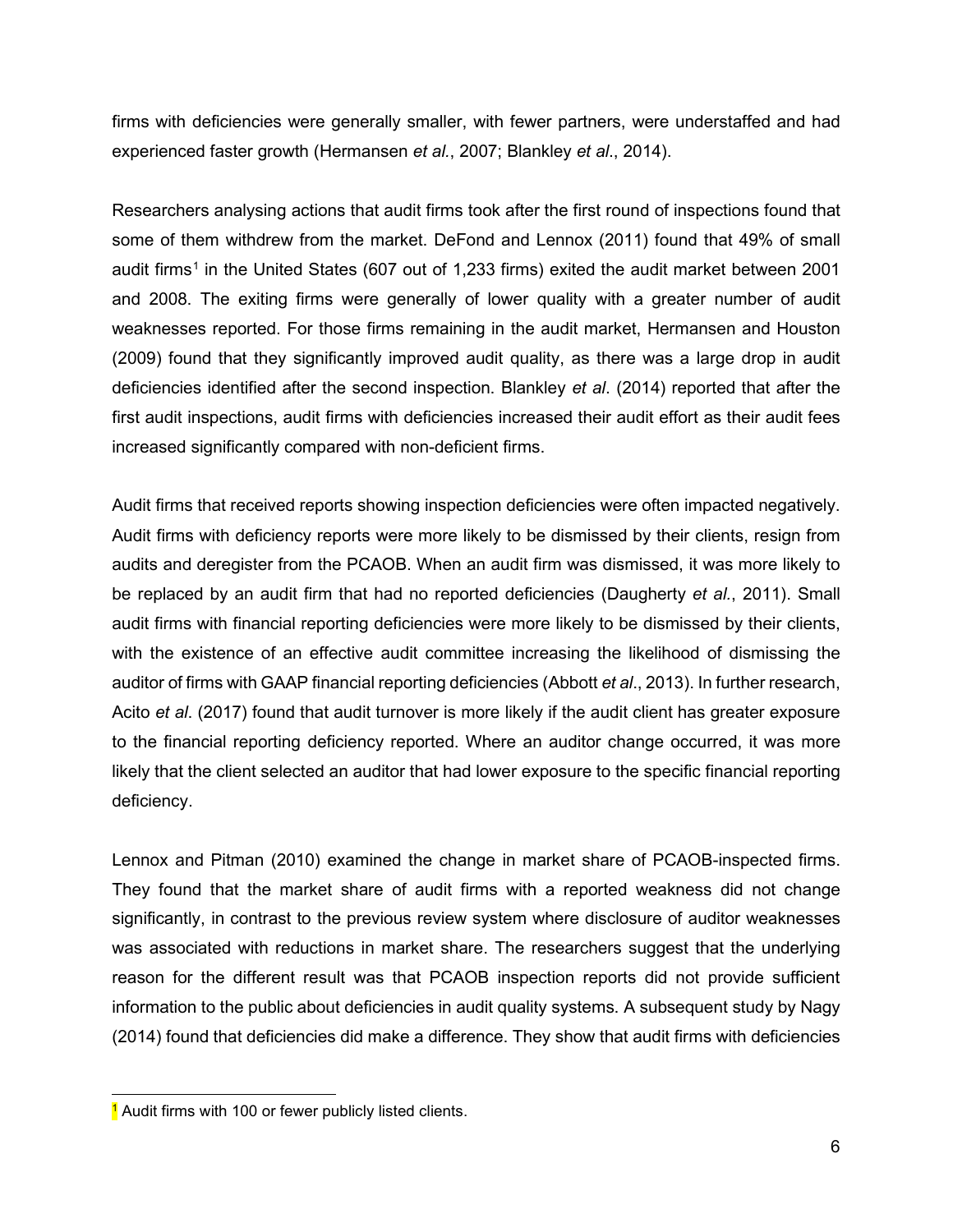firms with deficiencies were generally smaller, with fewer partners, were understaffed and had experienced faster growth (Hermansen *et al.*, 2007; Blankley *et al*., 2014).

Researchers analysing actions that audit firms took after the first round of inspections found that some of them withdrew from the market. DeFond and Lennox (2011) found that 49% of small audit firms[1] in the United States (607 out of 1,233 firms) exited the audit market between 2001 and 2008. The exiting firms were generally of lower quality with a greater number of audit weaknesses reported. For those firms remaining in the audit market, Hermansen and Houston (2009) found that they significantly improved audit quality, as there was a large drop in audit deficiencies identified after the second inspection. Blankley *et al*. (2014) reported that after the first audit inspections, audit firms with deficiencies increased their audit effort as their audit fees increased significantly compared with non-deficient firms.

Audit firms that received reports showing inspection deficiencies were often impacted negatively. Audit firms with deficiency reports were more likely to be dismissed by their clients, resign from audits and deregister from the PCAOB. When an audit firm was dismissed, it was more likely to be replaced by an audit firm that had no reported deficiencies (Daugherty *et al.*, 2011). Small audit firms with financial reporting deficiencies were more likely to be dismissed by their clients, with the existence of an effective audit committee increasing the likelihood of dismissing the auditor of firms with GAAP financial reporting deficiencies (Abbott *et al*., 2013). In further research, Acito *et al*. (2017) found that audit turnover is more likely if the audit client has greater exposure to the financial reporting deficiency reported. Where an auditor change occurred, it was more likely that the client selected an auditor that had lower exposure to the specific financial reporting deficiency.

Lennox and Pitman (2010) examined the change in market share of PCAOB-inspected firms. They found that the market share of audit firms with a reported weakness did not change significantly, in contrast to the previous review system where disclosure of auditor weaknesses was associated with reductions in market share. The researchers suggest that the underlying reason for the different result was that PCAOB inspection reports did not provide sufficient information to the public about deficiencies in audit quality systems. A subsequent study by Nagy (2014) found that deficiencies did make a difference. They show that audit firms with deficiencies

[1] Audit firms with 100 or fewer publicly listed clients.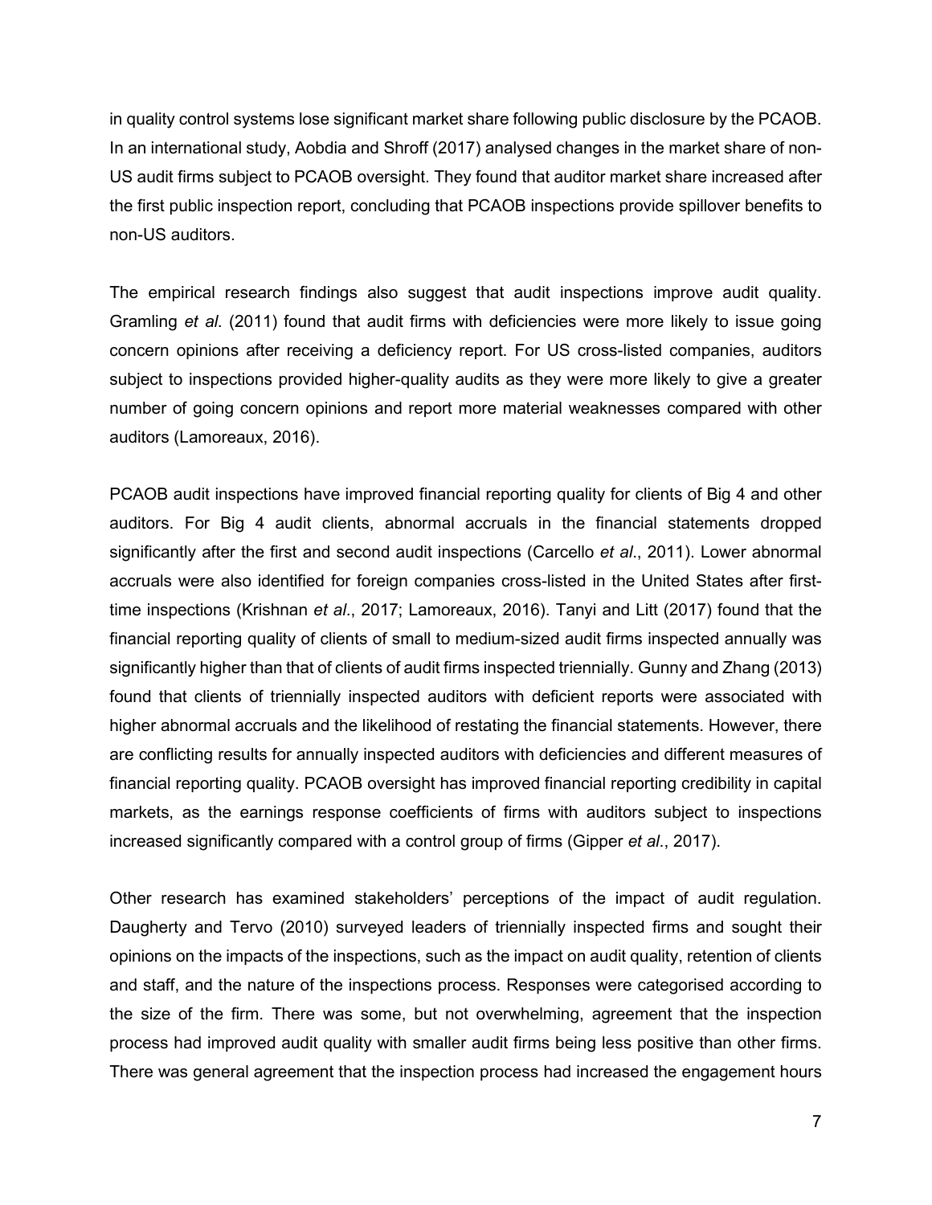in quality control systems lose significant market share following public disclosure by the PCAOB. In an international study, Aobdia and Shroff (2017) analysed changes in the market share of non-US audit firms subject to PCAOB oversight. They found that auditor market share increased after the first public inspection report, concluding that PCAOB inspections provide spillover benefits to non-US auditors.

The empirical research findings also suggest that audit inspections improve audit quality. Gramling *et al*. (2011) found that audit firms with deficiencies were more likely to issue going concern opinions after receiving a deficiency report. For US cross-listed companies, auditors subject to inspections provided higher-quality audits as they were more likely to give a greater number of going concern opinions and report more material weaknesses compared with other auditors (Lamoreaux, 2016).

PCAOB audit inspections have improved financial reporting quality for clients of Big 4 and other auditors. For Big 4 audit clients, abnormal accruals in the financial statements dropped significantly after the first and second audit inspections (Carcello *et al*., 2011). Lower abnormal accruals were also identified for foreign companies cross-listed in the United States after first-time inspections (Krishnan *et al*., 2017; Lamoreaux, 2016). Tanyi and Litt (2017) found that the financial reporting quality of clients of small to medium-sized audit firms inspected annually was significantly higher than that of clients of audit firms inspected triennially. Gunny and Zhang (2013) found that clients of triennially inspected auditors with deficient reports were associated with higher abnormal accruals and the likelihood of restating the financial statements. However, there are conflicting results for annually inspected auditors with deficiencies and different measures of financial reporting quality. PCAOB oversight has improved financial reporting credibility in capital markets, as the earnings response coefficients of firms with auditors subject to inspections increased significantly compared with a control group of firms (Gipper *et al*., 2017).

Other research has examined stakeholders' perceptions of the impact of audit regulation. Daugherty and Tervo (2010) surveyed leaders of triennially inspected firms and sought their opinions on the impacts of the inspections, such as the impact on audit quality, retention of clients and staff, and the nature of the inspections process. Responses were categorised according to the size of the firm. There was some, but not overwhelming, agreement that the inspection process had improved audit quality with smaller audit firms being less positive than other firms. There was general agreement that the inspection process had increased the engagement hours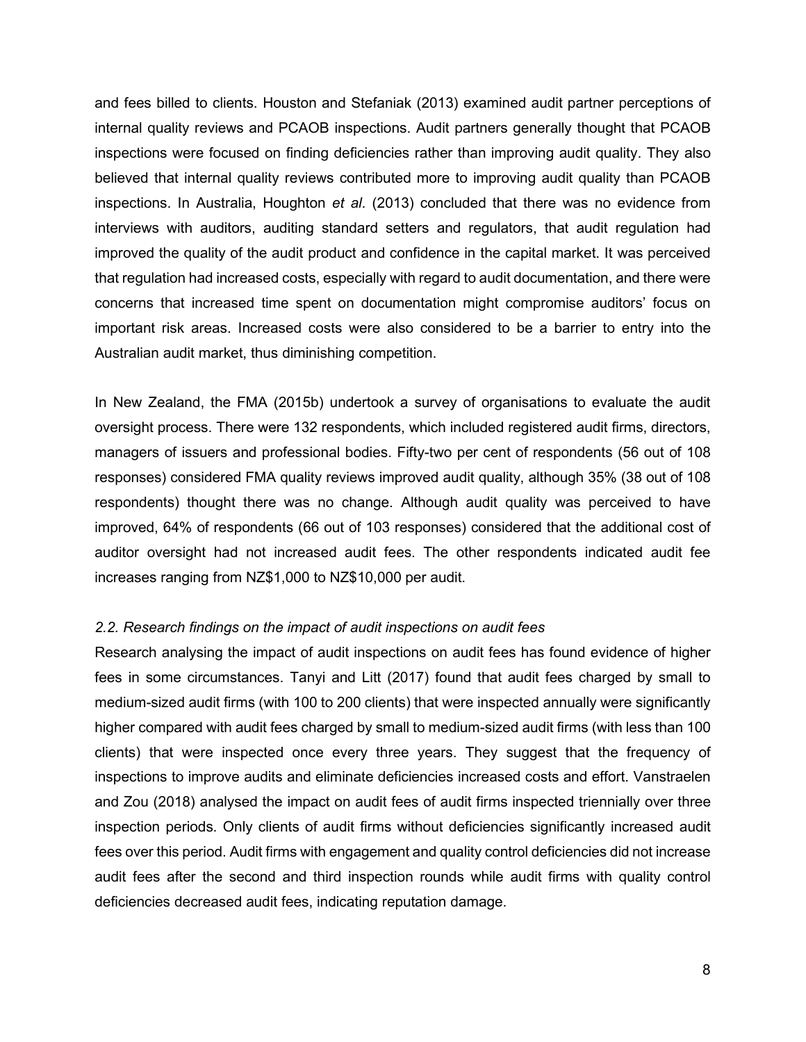and fees billed to clients. Houston and Stefaniak (2013) examined audit partner perceptions of internal quality reviews and PCAOB inspections. Audit partners generally thought that PCAOB inspections were focused on finding deficiencies rather than improving audit quality. They also believed that internal quality reviews contributed more to improving audit quality than PCAOB inspections. In Australia, Houghton *et al*. (2013) concluded that there was no evidence from interviews with auditors, auditing standard setters and regulators, that audit regulation had improved the quality of the audit product and confidence in the capital market. It was perceived that regulation had increased costs, especially with regard to audit documentation, and there were concerns that increased time spent on documentation might compromise auditors' focus on important risk areas. Increased costs were also considered to be a barrier to entry into the Australian audit market, thus diminishing competition.

In New Zealand, the FMA (2015b) undertook a survey of organisations to evaluate the audit oversight process. There were 132 respondents, which included registered audit firms, directors, managers of issuers and professional bodies. Fifty-two per cent of respondents (56 out of 108 responses) considered FMA quality reviews improved audit quality, although 35% (38 out of 108 respondents) thought there was no change. Although audit quality was perceived to have improved, 64% of respondents (66 out of 103 responses) considered that the additional cost of auditor oversight had not increased audit fees. The other respondents indicated audit fee increases ranging from NZ$1,000 to NZ$10,000 per audit.

### *2.2. Research findings on the impact of audit inspections on audit fees*

Research analysing the impact of audit inspections on audit fees has found evidence of higher fees in some circumstances. Tanyi and Litt (2017) found that audit fees charged by small to medium-sized audit firms (with 100 to 200 clients) that were inspected annually were significantly higher compared with audit fees charged by small to medium-sized audit firms (with less than 100 clients) that were inspected once every three years. They suggest that the frequency of inspections to improve audits and eliminate deficiencies increased costs and effort. Vanstraelen and Zou (2018) analysed the impact on audit fees of audit firms inspected triennially over three inspection periods. Only clients of audit firms without deficiencies significantly increased audit fees over this period. Audit firms with engagement and quality control deficiencies did not increase audit fees after the second and third inspection rounds while audit firms with quality control deficiencies decreased audit fees, indicating reputation damage.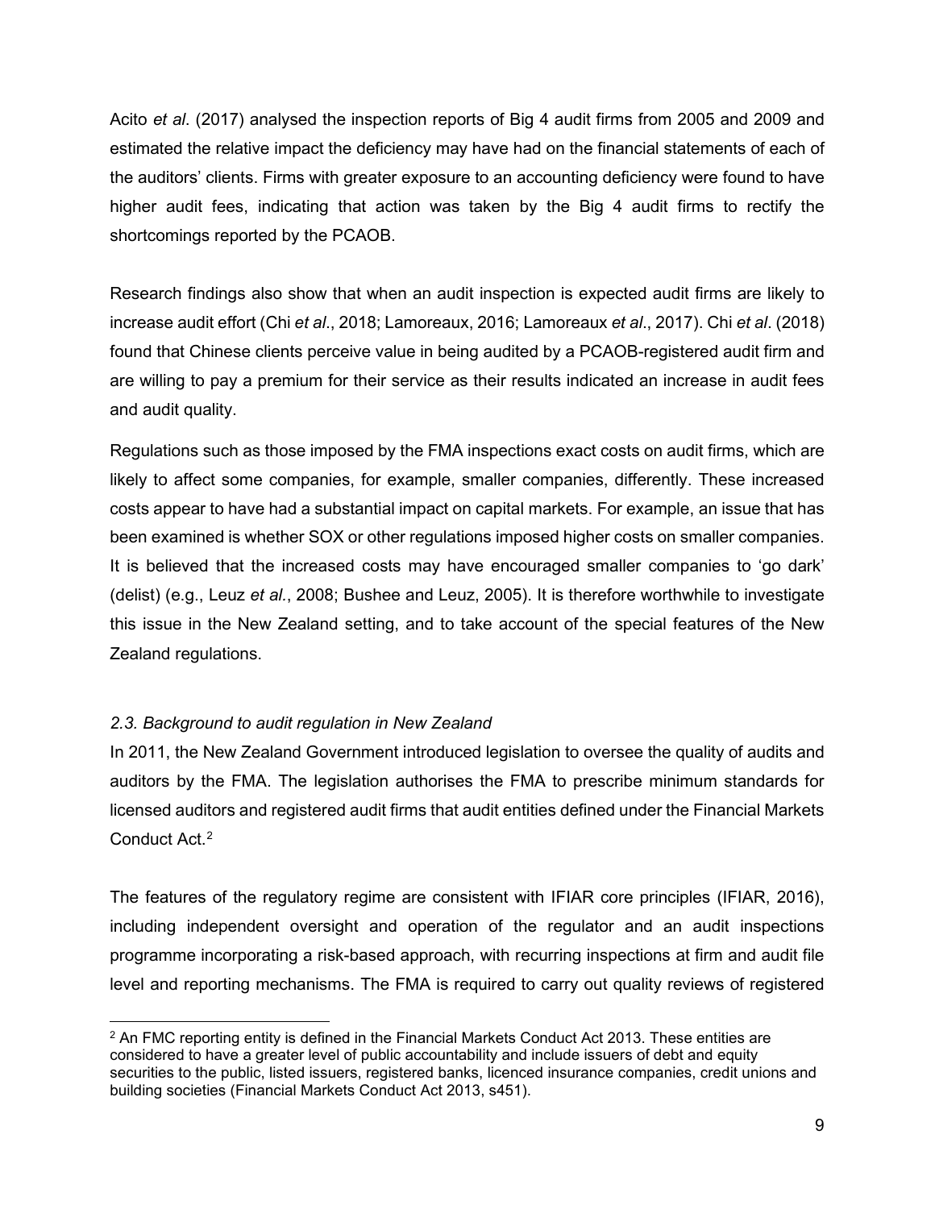Acito *et al*. (2017) analysed the inspection reports of Big 4 audit firms from 2005 and 2009 and estimated the relative impact the deficiency may have had on the financial statements of each of the auditors' clients. Firms with greater exposure to an accounting deficiency were found to have higher audit fees, indicating that action was taken by the Big 4 audit firms to rectify the shortcomings reported by the PCAOB.

Research findings also show that when an audit inspection is expected audit firms are likely to increase audit effort (Chi *et al*., 2018; Lamoreaux, 2016; Lamoreaux *et al*., 2017). Chi *et al*. (2018) found that Chinese clients perceive value in being audited by a PCAOB-registered audit firm and are willing to pay a premium for their service as their results indicated an increase in audit fees and audit quality.

Regulations such as those imposed by the FMA inspections exact costs on audit firms, which are likely to affect some companies, for example, smaller companies, differently. These increased costs appear to have had a substantial impact on capital markets. For example, an issue that has been examined is whether SOX or other regulations imposed higher costs on smaller companies. It is believed that the increased costs may have encouraged smaller companies to 'go dark' (delist) (e.g., Leuz *et al*., 2008; Bushee and Leuz, 2005). It is therefore worthwhile to investigate this issue in the New Zealand setting, and to take account of the special features of the New Zealand regulations.

### *2.3. Background to audit regulation in New Zealand*

In 2011, the New Zealand Government introduced legislation to oversee the quality of audits and auditors by the FMA. The legislation authorises the FMA to prescribe minimum standards for licensed auditors and registered audit firms that audit entities defined under the Financial Markets Conduct Act.[2]

The features of the regulatory regime are consistent with IFIAR core principles (IFIAR, 2016), including independent oversight and operation of the regulator and an audit inspections programme incorporating a risk-based approach, with recurring inspections at firm and audit file level and reporting mechanisms. The FMA is required to carry out quality reviews of registered

---

[2] An FMC reporting entity is defined in the Financial Markets Conduct Act 2013. These entities are considered to have a greater level of public accountability and include issuers of debt and equity securities to the public, listed issuers, registered banks, licenced insurance companies, credit unions and building societies (Financial Markets Conduct Act 2013, s451).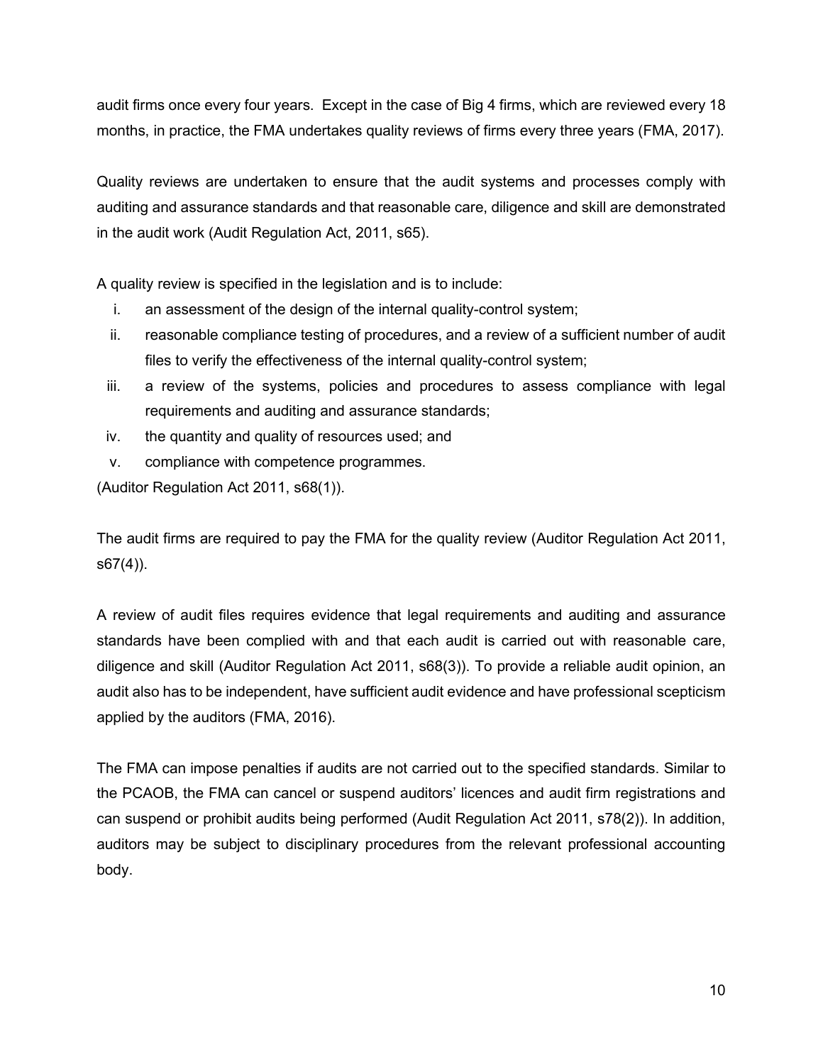audit firms once every four years. Except in the case of Big 4 firms, which are reviewed every 18 months, in practice, the FMA undertakes quality reviews of firms every three years (FMA, 2017).

Quality reviews are undertaken to ensure that the audit systems and processes comply with auditing and assurance standards and that reasonable care, diligence and skill are demonstrated in the audit work (Audit Regulation Act, 2011, s65).

A quality review is specified in the legislation and is to include:

i. an assessment of the design of the internal quality-control system;
ii. reasonable compliance testing of procedures, and a review of a sufficient number of audit files to verify the effectiveness of the internal quality-control system;
iii. a review of the systems, policies and procedures to assess compliance with legal requirements and auditing and assurance standards;
iv. the quantity and quality of resources used; and
v. compliance with competence programmes.

(Auditor Regulation Act 2011, s68(1)).

The audit firms are required to pay the FMA for the quality review (Auditor Regulation Act 2011, s67(4)).

A review of audit files requires evidence that legal requirements and auditing and assurance standards have been complied with and that each audit is carried out with reasonable care, diligence and skill (Auditor Regulation Act 2011, s68(3)). To provide a reliable audit opinion, an audit also has to be independent, have sufficient audit evidence and have professional scepticism applied by the auditors (FMA, 2016).

The FMA can impose penalties if audits are not carried out to the specified standards. Similar to the PCAOB, the FMA can cancel or suspend auditors' licences and audit firm registrations and can suspend or prohibit audits being performed (Audit Regulation Act 2011, s78(2)). In addition, auditors may be subject to disciplinary procedures from the relevant professional accounting body.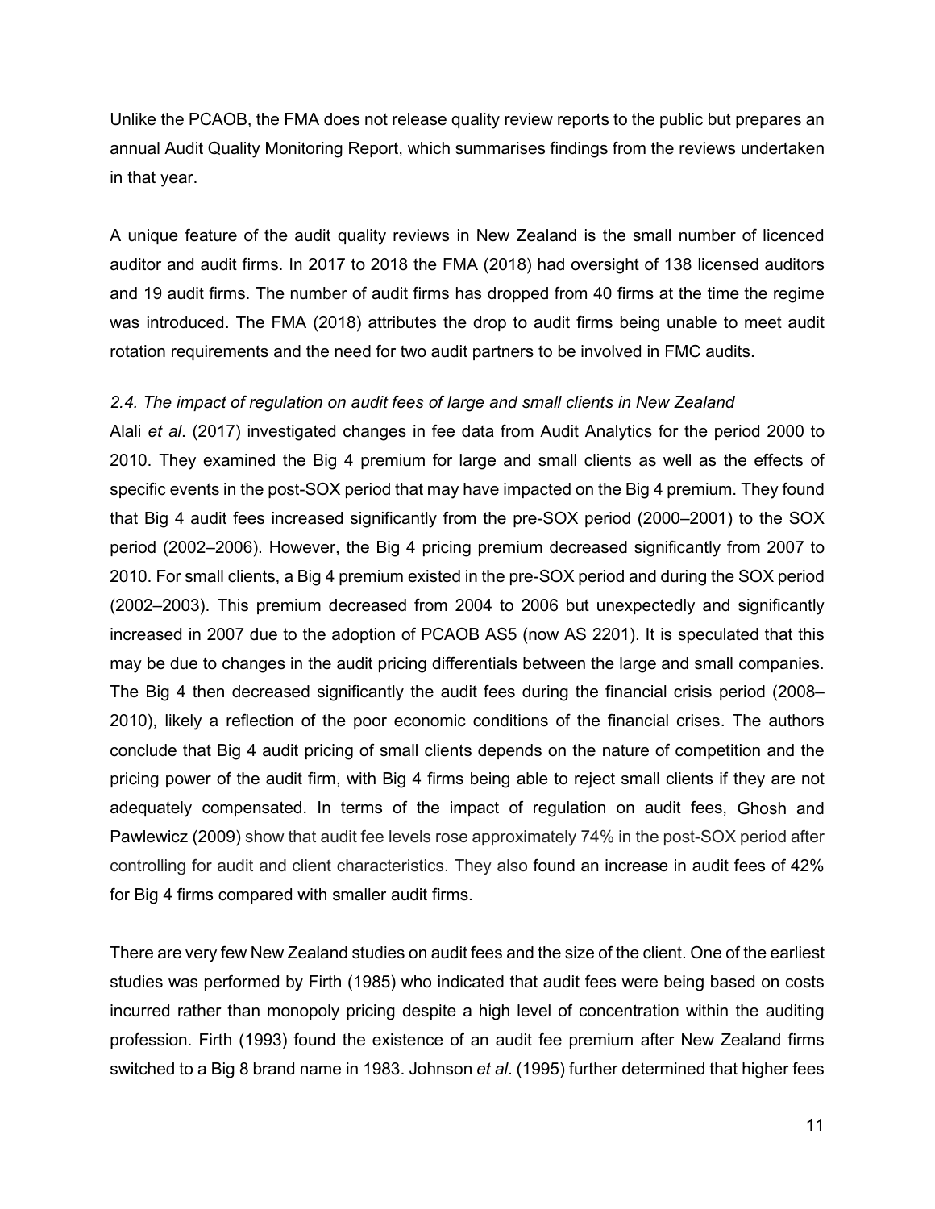Unlike the PCAOB, the FMA does not release quality review reports to the public but prepares an annual Audit Quality Monitoring Report, which summarises findings from the reviews undertaken in that year.

A unique feature of the audit quality reviews in New Zealand is the small number of licenced auditor and audit firms. In 2017 to 2018 the FMA (2018) had oversight of 138 licensed auditors and 19 audit firms. The number of audit firms has dropped from 40 firms at the time the regime was introduced. The FMA (2018) attributes the drop to audit firms being unable to meet audit rotation requirements and the need for two audit partners to be involved in FMC audits.

### *2.4. The impact of regulation on audit fees of large and small clients in New Zealand*

Alali *et al*. (2017) investigated changes in fee data from Audit Analytics for the period 2000 to 2010. They examined the Big 4 premium for large and small clients as well as the effects of specific events in the post-SOX period that may have impacted on the Big 4 premium. They found that Big 4 audit fees increased significantly from the pre-SOX period (2000–2001) to the SOX period (2002–2006). However, the Big 4 pricing premium decreased significantly from 2007 to 2010. For small clients, a Big 4 premium existed in the pre-SOX period and during the SOX period (2002–2003). This premium decreased from 2004 to 2006 but unexpectedly and significantly increased in 2007 due to the adoption of PCAOB AS5 (now AS 2201). It is speculated that this may be due to changes in the audit pricing differentials between the large and small companies. The Big 4 then decreased significantly the audit fees during the financial crisis period (2008–2010), likely a reflection of the poor economic conditions of the financial crises. The authors conclude that Big 4 audit pricing of small clients depends on the nature of competition and the pricing power of the audit firm, with Big 4 firms being able to reject small clients if they are not adequately compensated. In terms of the impact of regulation on audit fees, Ghosh and Pawlewicz (2009) show that audit fee levels rose approximately 74% in the post-SOX period after controlling for audit and client characteristics. They also found an increase in audit fees of 42% for Big 4 firms compared with smaller audit firms.

There are very few New Zealand studies on audit fees and the size of the client. One of the earliest studies was performed by Firth (1985) who indicated that audit fees were being based on costs incurred rather than monopoly pricing despite a high level of concentration within the auditing profession. Firth (1993) found the existence of an audit fee premium after New Zealand firms switched to a Big 8 brand name in 1983. Johnson *et al*. (1995) further determined that higher fees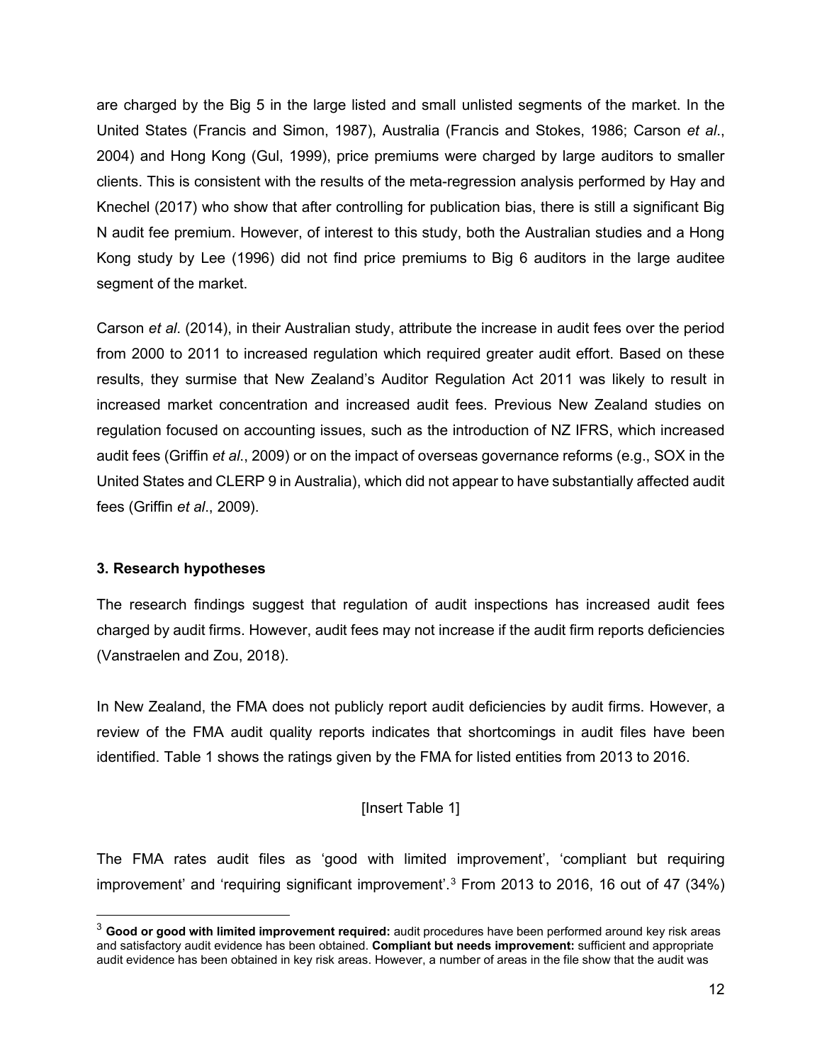are charged by the Big 5 in the large listed and small unlisted segments of the market. In the United States (Francis and Simon, 1987), Australia (Francis and Stokes, 1986; Carson *et al*., 2004) and Hong Kong (Gul, 1999), price premiums were charged by large auditors to smaller clients. This is consistent with the results of the meta-regression analysis performed by Hay and Knechel (2017) who show that after controlling for publication bias, there is still a significant Big N audit fee premium. However, of interest to this study, both the Australian studies and a Hong Kong study by Lee (1996) did not find price premiums to Big 6 auditors in the large auditee segment of the market.

Carson *et al*. (2014), in their Australian study, attribute the increase in audit fees over the period from 2000 to 2011 to increased regulation which required greater audit effort. Based on these results, they surmise that New Zealand's Auditor Regulation Act 2011 was likely to result in increased market concentration and increased audit fees. Previous New Zealand studies on regulation focused on accounting issues, such as the introduction of NZ IFRS, which increased audit fees (Griffin *et al*., 2009) or on the impact of overseas governance reforms (e.g., SOX in the United States and CLERP 9 in Australia), which did not appear to have substantially affected audit fees (Griffin *et al*., 2009).

### 3. Research hypotheses

The research findings suggest that regulation of audit inspections has increased audit fees charged by audit firms. However, audit fees may not increase if the audit firm reports deficiencies (Vanstraelen and Zou, 2018).

In New Zealand, the FMA does not publicly report audit deficiencies by audit firms. However, a review of the FMA audit quality reports indicates that shortcomings in audit files have been identified. Table 1 shows the ratings given by the FMA for listed entities from 2013 to 2016.

[Insert Table 1]

The FMA rates audit files as 'good with limited improvement', 'compliant but requiring improvement' and 'requiring significant improvement'.[3] From 2013 to 2016, 16 out of 47 (34%)

[3] **Good or good with limited improvement required:** audit procedures have been performed around key risk areas and satisfactory audit evidence has been obtained. **Compliant but needs improvement:** sufficient and appropriate audit evidence has been obtained in key risk areas. However, a number of areas in the file show that the audit was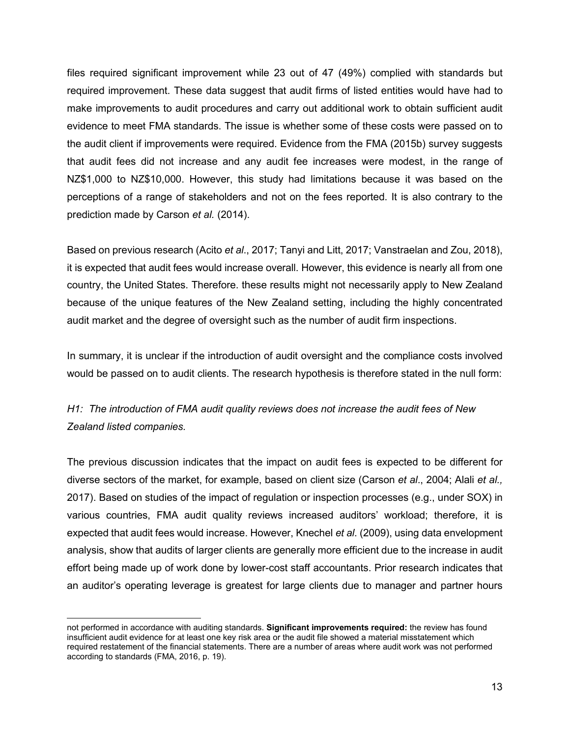files required significant improvement while 23 out of 47 (49%) complied with standards but required improvement. These data suggest that audit firms of listed entities would have had to make improvements to audit procedures and carry out additional work to obtain sufficient audit evidence to meet FMA standards. The issue is whether some of these costs were passed on to the audit client if improvements were required. Evidence from the FMA (2015b) survey suggests that audit fees did not increase and any audit fee increases were modest, in the range of NZ$1,000 to NZ$10,000. However, this study had limitations because it was based on the perceptions of a range of stakeholders and not on the fees reported. It is also contrary to the prediction made by Carson *et al.* (2014).

Based on previous research (Acito *et al*., 2017; Tanyi and Litt, 2017; Vanstraelan and Zou, 2018), it is expected that audit fees would increase overall. However, this evidence is nearly all from one country, the United States. Therefore. these results might not necessarily apply to New Zealand because of the unique features of the New Zealand setting, including the highly concentrated audit market and the degree of oversight such as the number of audit firm inspections.

In summary, it is unclear if the introduction of audit oversight and the compliance costs involved would be passed on to audit clients. The research hypothesis is therefore stated in the null form:

*H1: The introduction of FMA audit quality reviews does not increase the audit fees of New Zealand listed companies.*

The previous discussion indicates that the impact on audit fees is expected to be different for diverse sectors of the market, for example, based on client size (Carson *et al*., 2004; Alali *et al.,* 2017). Based on studies of the impact of regulation or inspection processes (e.g., under SOX) in various countries, FMA audit quality reviews increased auditors' workload; therefore, it is expected that audit fees would increase. However, Knechel *et al*. (2009), using data envelopment analysis, show that audits of larger clients are generally more efficient due to the increase in audit effort being made up of work done by lower-cost staff accountants. Prior research indicates that an auditor's operating leverage is greatest for large clients due to manager and partner hours

---

not performed in accordance with auditing standards. **Significant improvements required:** the review has found insufficient audit evidence for at least one key risk area or the audit file showed a material misstatement which required restatement of the financial statements. There are a number of areas where audit work was not performed according to standards (FMA, 2016, p. 19).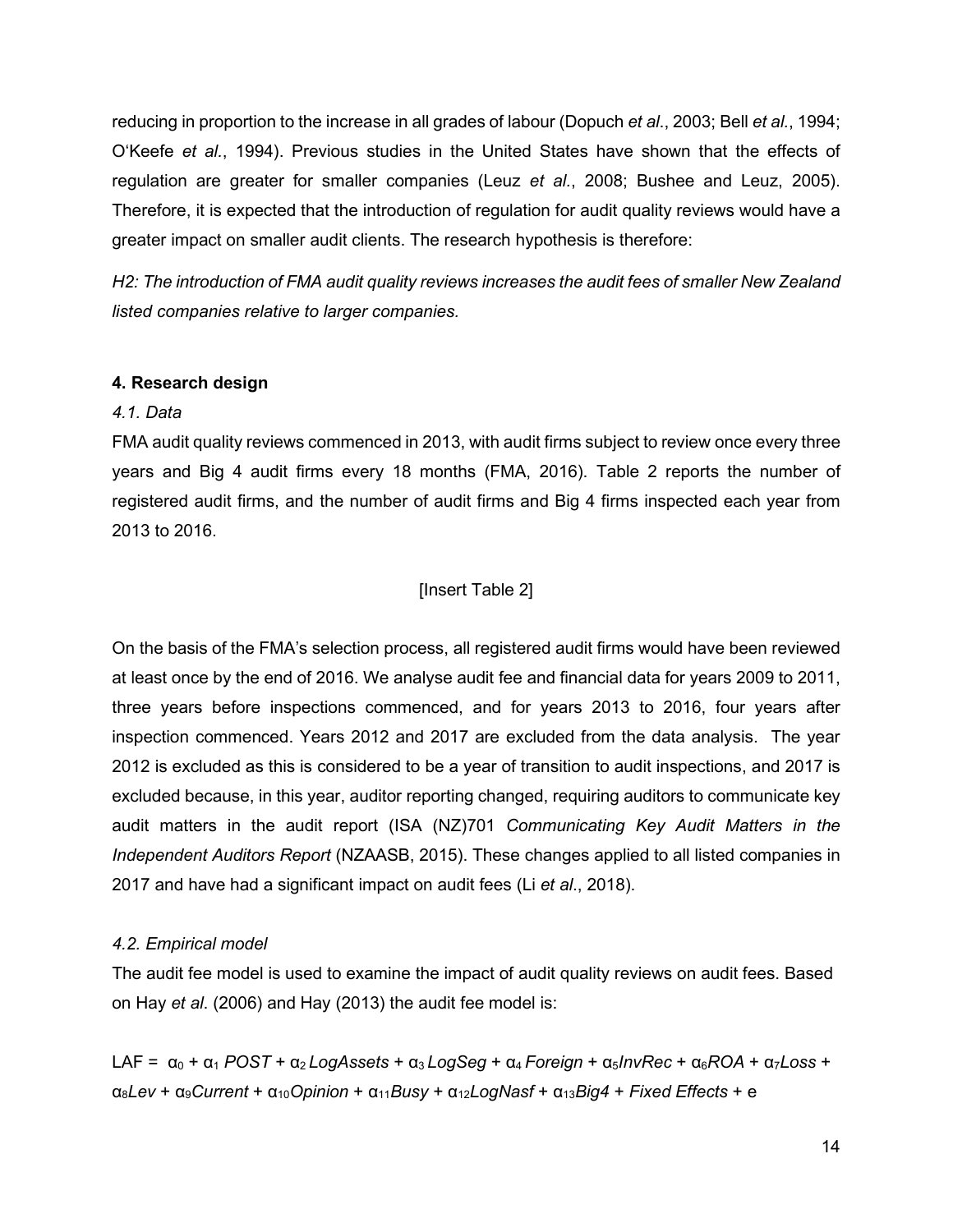reducing in proportion to the increase in all grades of labour (Dopuch *et al.*, 2003; Bell *et al.*, 1994; O'Keefe *et al.*, 1994). Previous studies in the United States have shown that the effects of regulation are greater for smaller companies (Leuz *et al.*, 2008; Bushee and Leuz, 2005). Therefore, it is expected that the introduction of regulation for audit quality reviews would have a greater impact on smaller audit clients. The research hypothesis is therefore:

*H2: The introduction of FMA audit quality reviews increases the audit fees of smaller New Zealand listed companies relative to larger companies.*

## 4. Research design

### *4.1. Data*

FMA audit quality reviews commenced in 2013, with audit firms subject to review once every three years and Big 4 audit firms every 18 months (FMA, 2016). Table 2 reports the number of registered audit firms, and the number of audit firms and Big 4 firms inspected each year from 2013 to 2016.

[Insert Table 2]

On the basis of the FMA's selection process, all registered audit firms would have been reviewed at least once by the end of 2016. We analyse audit fee and financial data for years 2009 to 2011, three years before inspections commenced, and for years 2013 to 2016, four years after inspection commenced. Years 2012 and 2017 are excluded from the data analysis. The year 2012 is excluded as this is considered to be a year of transition to audit inspections, and 2017 is excluded because, in this year, auditor reporting changed, requiring auditors to communicate key audit matters in the audit report (ISA (NZ)701 *Communicating Key Audit Matters in the Independent Auditors Report* (NZAASB, 2015). These changes applied to all listed companies in 2017 and have had a significant impact on audit fees (Li *et al.*, 2018).

### *4.2. Empirical model*

The audit fee model is used to examine the impact of audit quality reviews on audit fees. Based on Hay *et al*. (2006) and Hay (2013) the audit fee model is:

$$LAF = \alpha_0 + \alpha_1\, POST + \alpha_2\, LogAssets + \alpha_3\, LogSeg + \alpha_4\, Foreign + \alpha_5 InvRec + \alpha_6 ROA + \alpha_7 Loss + \alpha_8 Lev + \alpha_9 Current + \alpha_{10} Opinion + \alpha_{11} Busy + \alpha_{12} LogNasf + \alpha_{13} Big4 + \textit{Fixed Effects} + e$$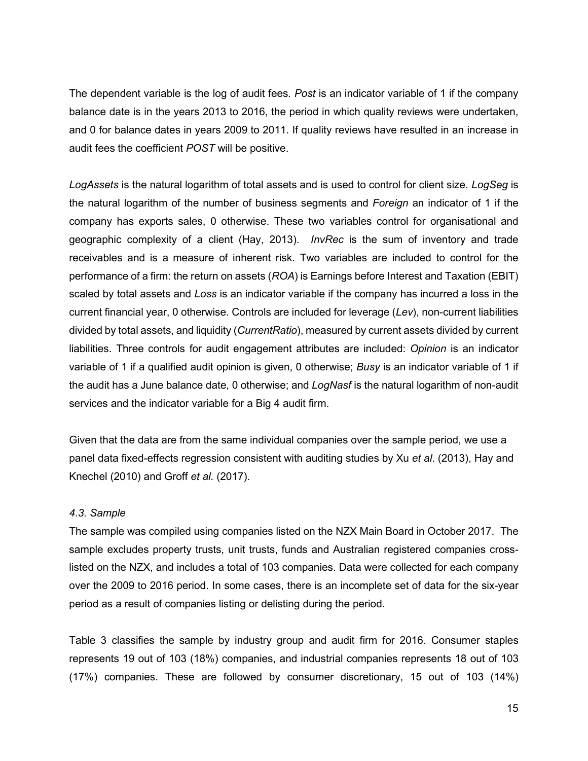The dependent variable is the log of audit fees. *Post* is an indicator variable of 1 if the company balance date is in the years 2013 to 2016, the period in which quality reviews were undertaken, and 0 for balance dates in years 2009 to 2011. If quality reviews have resulted in an increase in audit fees the coefficient *POST* will be positive.

*LogAssets* is the natural logarithm of total assets and is used to control for client size. *LogSeg* is the natural logarithm of the number of business segments and *Foreign* an indicator of 1 if the company has exports sales, 0 otherwise. These two variables control for organisational and geographic complexity of a client (Hay, 2013). *InvRec* is the sum of inventory and trade receivables and is a measure of inherent risk. Two variables are included to control for the performance of a firm: the return on assets (*ROA*) is Earnings before Interest and Taxation (EBIT) scaled by total assets and *Loss* is an indicator variable if the company has incurred a loss in the current financial year, 0 otherwise. Controls are included for leverage (*Lev*), non-current liabilities divided by total assets, and liquidity (*CurrentRatio*), measured by current assets divided by current liabilities. Three controls for audit engagement attributes are included: *Opinion* is an indicator variable of 1 if a qualified audit opinion is given, 0 otherwise; *Busy* is an indicator variable of 1 if the audit has a June balance date, 0 otherwise; and *LogNasf* is the natural logarithm of non-audit services and the indicator variable for a Big 4 audit firm.

Given that the data are from the same individual companies over the sample period, we use a panel data fixed-effects regression consistent with auditing studies by Xu *et al*. (2013), Hay and Knechel (2010) and Groff *et al.* (2017).

*4.3. Sample*

The sample was compiled using companies listed on the NZX Main Board in October 2017. The sample excludes property trusts, unit trusts, funds and Australian registered companies cross-listed on the NZX, and includes a total of 103 companies. Data were collected for each company over the 2009 to 2016 period. In some cases, there is an incomplete set of data for the six-year period as a result of companies listing or delisting during the period.

Table 3 classifies the sample by industry group and audit firm for 2016. Consumer staples represents 19 out of 103 (18%) companies, and industrial companies represents 18 out of 103 (17%) companies. These are followed by consumer discretionary, 15 out of 103 (14%)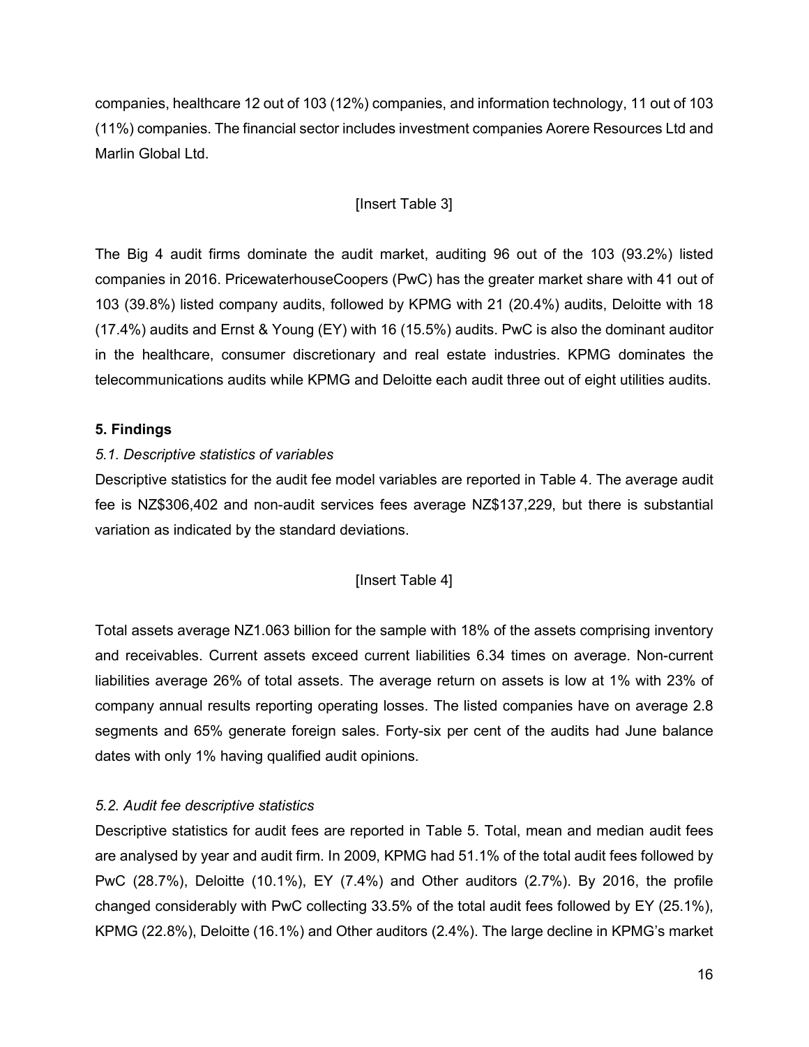companies, healthcare 12 out of 103 (12%) companies, and information technology, 11 out of 103 (11%) companies. The financial sector includes investment companies Aorere Resources Ltd and Marlin Global Ltd.

[Insert Table 3]

The Big 4 audit firms dominate the audit market, auditing 96 out of the 103 (93.2%) listed companies in 2016. PricewaterhouseCoopers (PwC) has the greater market share with 41 out of 103 (39.8%) listed company audits, followed by KPMG with 21 (20.4%) audits, Deloitte with 18 (17.4%) audits and Ernst & Young (EY) with 16 (15.5%) audits. PwC is also the dominant auditor in the healthcare, consumer discretionary and real estate industries. KPMG dominates the telecommunications audits while KPMG and Deloitte each audit three out of eight utilities audits.

## 5. Findings

### *5.1. Descriptive statistics of variables*

Descriptive statistics for the audit fee model variables are reported in Table 4. The average audit fee is NZ$306,402 and non-audit services fees average NZ$137,229, but there is substantial variation as indicated by the standard deviations.

[Insert Table 4]

Total assets average NZ1.063 billion for the sample with 18% of the assets comprising inventory and receivables. Current assets exceed current liabilities 6.34 times on average. Non-current liabilities average 26% of total assets. The average return on assets is low at 1% with 23% of company annual results reporting operating losses. The listed companies have on average 2.8 segments and 65% generate foreign sales. Forty-six per cent of the audits had June balance dates with only 1% having qualified audit opinions.

### *5.2. Audit fee descriptive statistics*

Descriptive statistics for audit fees are reported in Table 5. Total, mean and median audit fees are analysed by year and audit firm. In 2009, KPMG had 51.1% of the total audit fees followed by PwC (28.7%), Deloitte (10.1%), EY (7.4%) and Other auditors (2.7%). By 2016, the profile changed considerably with PwC collecting 33.5% of the total audit fees followed by EY (25.1%), KPMG (22.8%), Deloitte (16.1%) and Other auditors (2.4%). The large decline in KPMG's market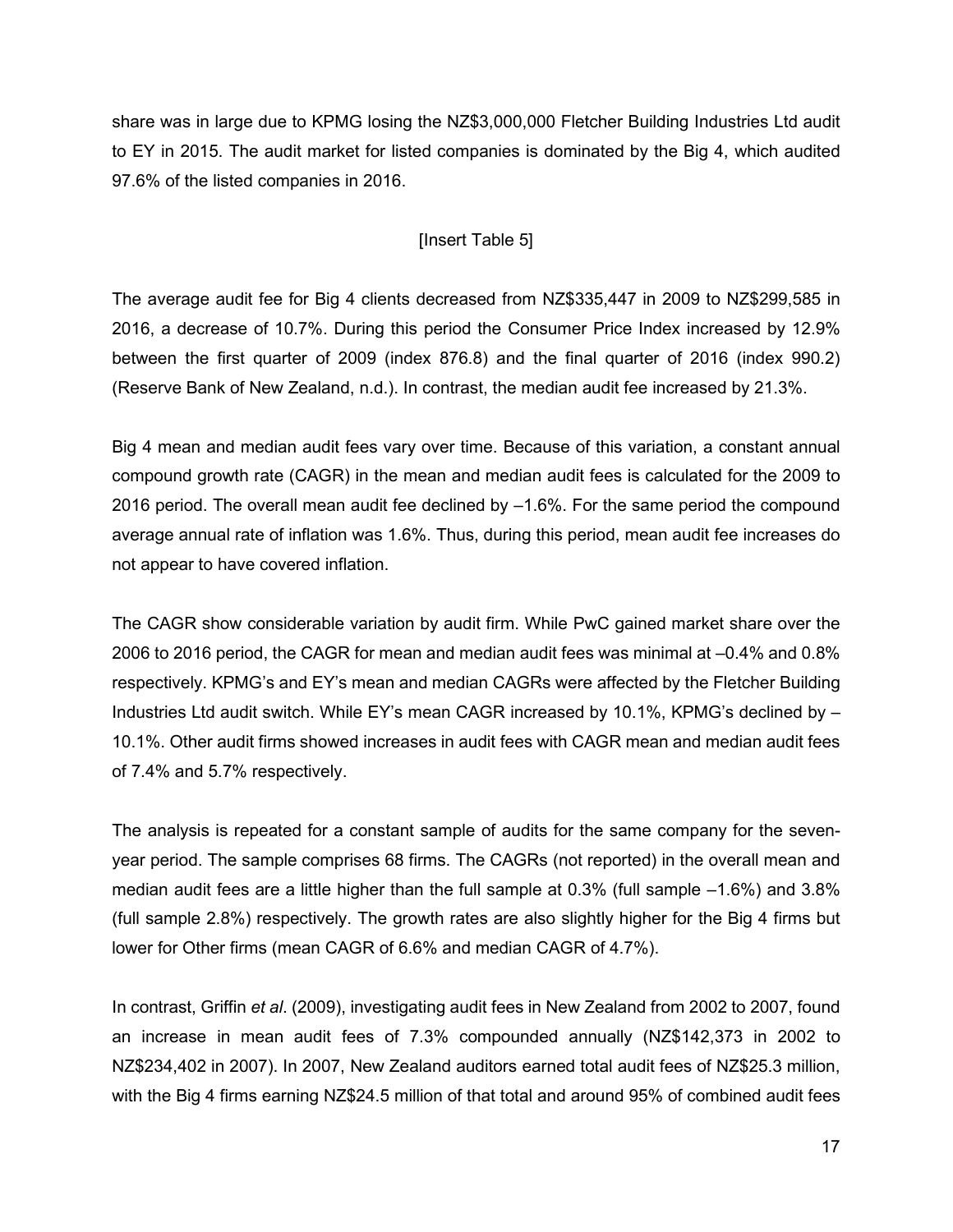share was in large due to KPMG losing the NZ$3,000,000 Fletcher Building Industries Ltd audit to EY in 2015. The audit market for listed companies is dominated by the Big 4, which audited 97.6% of the listed companies in 2016.

[Insert Table 5]

The average audit fee for Big 4 clients decreased from NZ$335,447 in 2009 to NZ$299,585 in 2016, a decrease of 10.7%. During this period the Consumer Price Index increased by 12.9% between the first quarter of 2009 (index 876.8) and the final quarter of 2016 (index 990.2) (Reserve Bank of New Zealand, n.d.). In contrast, the median audit fee increased by 21.3%.

Big 4 mean and median audit fees vary over time. Because of this variation, a constant annual compound growth rate (CAGR) in the mean and median audit fees is calculated for the 2009 to 2016 period. The overall mean audit fee declined by –1.6%. For the same period the compound average annual rate of inflation was 1.6%. Thus, during this period, mean audit fee increases do not appear to have covered inflation.

The CAGR show considerable variation by audit firm. While PwC gained market share over the 2006 to 2016 period, the CAGR for mean and median audit fees was minimal at –0.4% and 0.8% respectively. KPMG's and EY's mean and median CAGRs were affected by the Fletcher Building Industries Ltd audit switch. While EY's mean CAGR increased by 10.1%, KPMG's declined by –10.1%. Other audit firms showed increases in audit fees with CAGR mean and median audit fees of 7.4% and 5.7% respectively.

The analysis is repeated for a constant sample of audits for the same company for the seven-year period. The sample comprises 68 firms. The CAGRs (not reported) in the overall mean and median audit fees are a little higher than the full sample at 0.3% (full sample –1.6%) and 3.8% (full sample 2.8%) respectively. The growth rates are also slightly higher for the Big 4 firms but lower for Other firms (mean CAGR of 6.6% and median CAGR of 4.7%).

In contrast, Griffin *et al*. (2009), investigating audit fees in New Zealand from 2002 to 2007, found an increase in mean audit fees of 7.3% compounded annually (NZ$142,373 in 2002 to NZ$234,402 in 2007). In 2007, New Zealand auditors earned total audit fees of NZ$25.3 million, with the Big 4 firms earning NZ$24.5 million of that total and around 95% of combined audit fees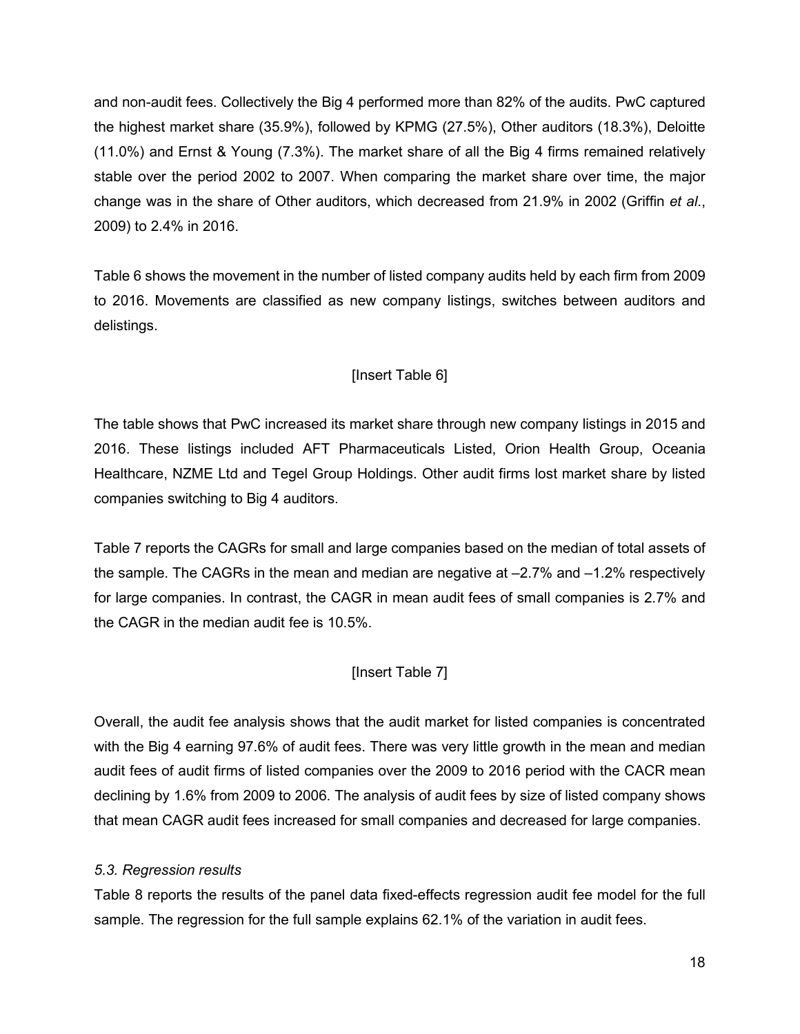and non-audit fees. Collectively the Big 4 performed more than 82% of the audits. PwC captured the highest market share (35.9%), followed by KPMG (27.5%), Other auditors (18.3%), Deloitte (11.0%) and Ernst & Young (7.3%). The market share of all the Big 4 firms remained relatively stable over the period 2002 to 2007. When comparing the market share over time, the major change was in the share of Other auditors, which decreased from 21.9% in 2002 (Griffin *et al*., 2009) to 2.4% in 2016.

Table 6 shows the movement in the number of listed company audits held by each firm from 2009 to 2016. Movements are classified as new company listings, switches between auditors and delistings.

[Insert Table 6]

The table shows that PwC increased its market share through new company listings in 2015 and 2016. These listings included AFT Pharmaceuticals Listed, Orion Health Group, Oceania Healthcare, NZME Ltd and Tegel Group Holdings. Other audit firms lost market share by listed companies switching to Big 4 auditors.

Table 7 reports the CAGRs for small and large companies based on the median of total assets of the sample. The CAGRs in the mean and median are negative at –2.7% and –1.2% respectively for large companies. In contrast, the CAGR in mean audit fees of small companies is 2.7% and the CAGR in the median audit fee is 10.5%.

[Insert Table 7]

Overall, the audit fee analysis shows that the audit market for listed companies is concentrated with the Big 4 earning 97.6% of audit fees. There was very little growth in the mean and median audit fees of audit firms of listed companies over the 2009 to 2016 period with the CACR mean declining by 1.6% from 2009 to 2006. The analysis of audit fees by size of listed company shows that mean CAGR audit fees increased for small companies and decreased for large companies.

*5.3. Regression results*

Table 8 reports the results of the panel data fixed-effects regression audit fee model for the full sample. The regression for the full sample explains 62.1% of the variation in audit fees.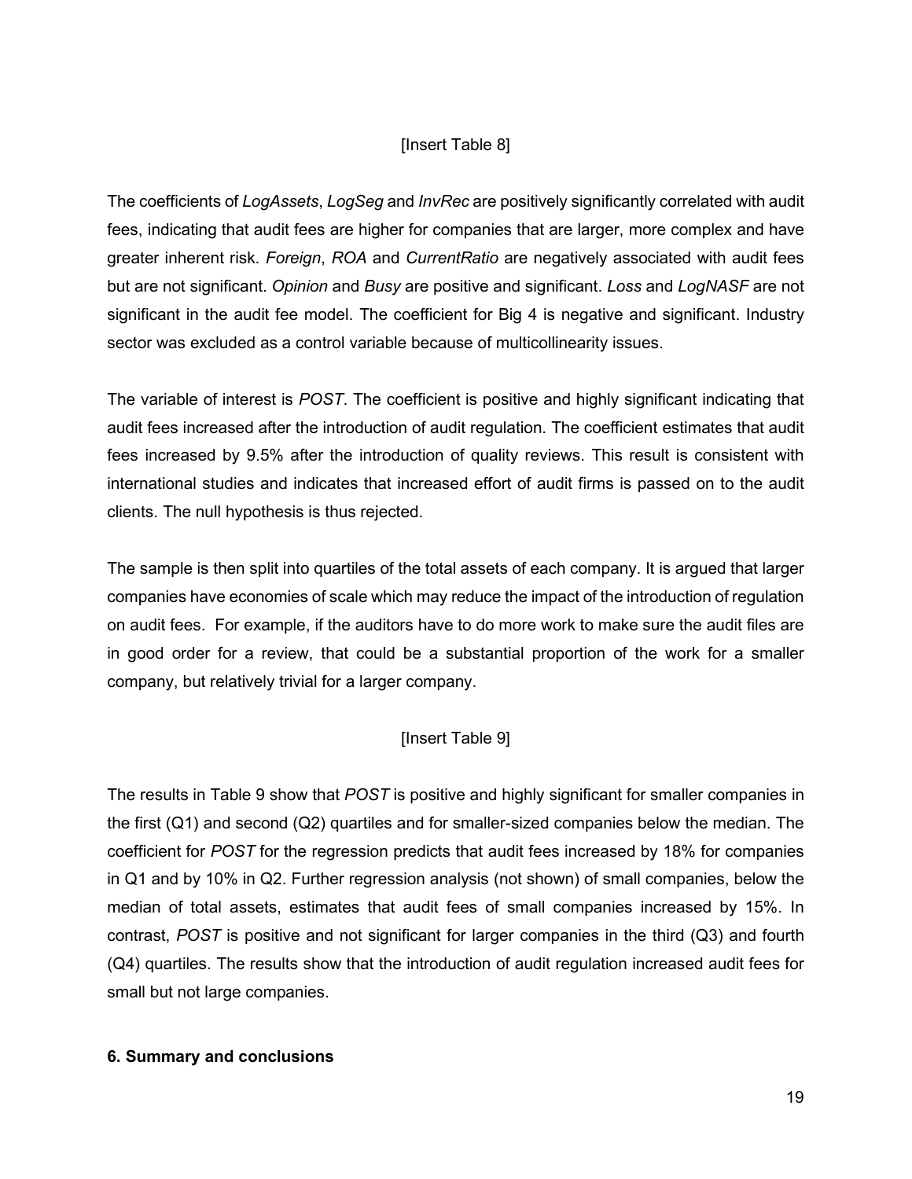[Insert Table 8]

The coefficients of *LogAssets*, *LogSeg* and *InvRec* are positively significantly correlated with audit fees, indicating that audit fees are higher for companies that are larger, more complex and have greater inherent risk. *Foreign*, *ROA* and *CurrentRatio* are negatively associated with audit fees but are not significant. *Opinion* and *Busy* are positive and significant. *Loss* and *LogNASF* are not significant in the audit fee model. The coefficient for Big 4 is negative and significant. Industry sector was excluded as a control variable because of multicollinearity issues.

The variable of interest is *POST*. The coefficient is positive and highly significant indicating that audit fees increased after the introduction of audit regulation. The coefficient estimates that audit fees increased by 9.5% after the introduction of quality reviews. This result is consistent with international studies and indicates that increased effort of audit firms is passed on to the audit clients. The null hypothesis is thus rejected.

The sample is then split into quartiles of the total assets of each company. It is argued that larger companies have economies of scale which may reduce the impact of the introduction of regulation on audit fees. For example, if the auditors have to do more work to make sure the audit files are in good order for a review, that could be a substantial proportion of the work for a smaller company, but relatively trivial for a larger company.

[Insert Table 9]

The results in Table 9 show that *POST* is positive and highly significant for smaller companies in the first (Q1) and second (Q2) quartiles and for smaller-sized companies below the median. The coefficient for *POST* for the regression predicts that audit fees increased by 18% for companies in Q1 and by 10% in Q2. Further regression analysis (not shown) of small companies, below the median of total assets, estimates that audit fees of small companies increased by 15%. In contrast, *POST* is positive and not significant for larger companies in the third (Q3) and fourth (Q4) quartiles. The results show that the introduction of audit regulation increased audit fees for small but not large companies.

## 6. Summary and conclusions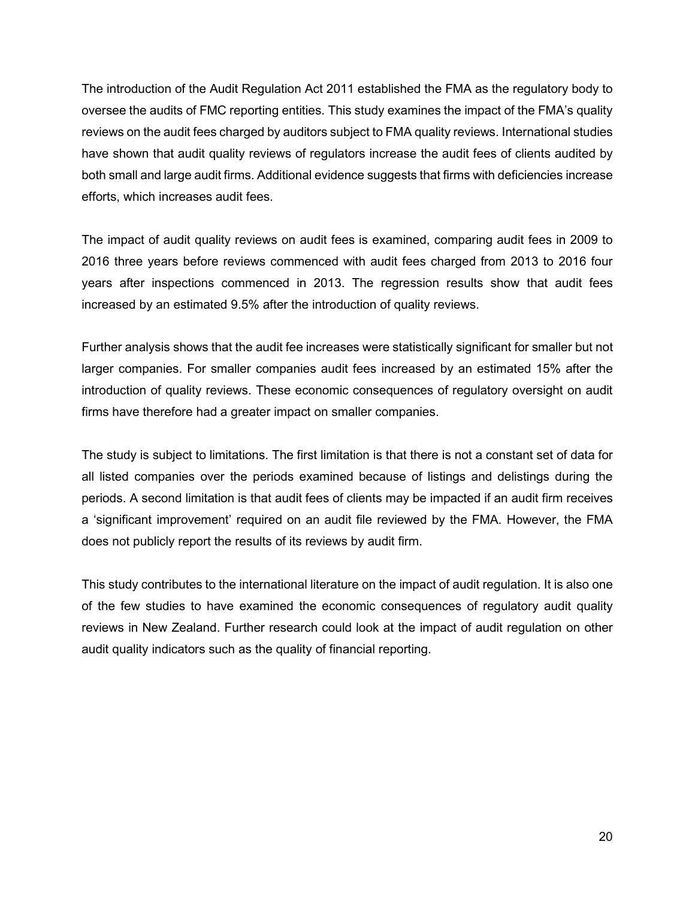The introduction of the Audit Regulation Act 2011 established the FMA as the regulatory body to oversee the audits of FMC reporting entities. This study examines the impact of the FMA's quality reviews on the audit fees charged by auditors subject to FMA quality reviews. International studies have shown that audit quality reviews of regulators increase the audit fees of clients audited by both small and large audit firms. Additional evidence suggests that firms with deficiencies increase efforts, which increases audit fees.

The impact of audit quality reviews on audit fees is examined, comparing audit fees in 2009 to 2016 three years before reviews commenced with audit fees charged from 2013 to 2016 four years after inspections commenced in 2013. The regression results show that audit fees increased by an estimated 9.5% after the introduction of quality reviews.

Further analysis shows that the audit fee increases were statistically significant for smaller but not larger companies. For smaller companies audit fees increased by an estimated 15% after the introduction of quality reviews. These economic consequences of regulatory oversight on audit firms have therefore had a greater impact on smaller companies.

The study is subject to limitations. The first limitation is that there is not a constant set of data for all listed companies over the periods examined because of listings and delistings during the periods. A second limitation is that audit fees of clients may be impacted if an audit firm receives a 'significant improvement' required on an audit file reviewed by the FMA. However, the FMA does not publicly report the results of its reviews by audit firm.

This study contributes to the international literature on the impact of audit regulation. It is also one of the few studies to have examined the economic consequences of regulatory audit quality reviews in New Zealand. Further research could look at the impact of audit regulation on other audit quality indicators such as the quality of financial reporting.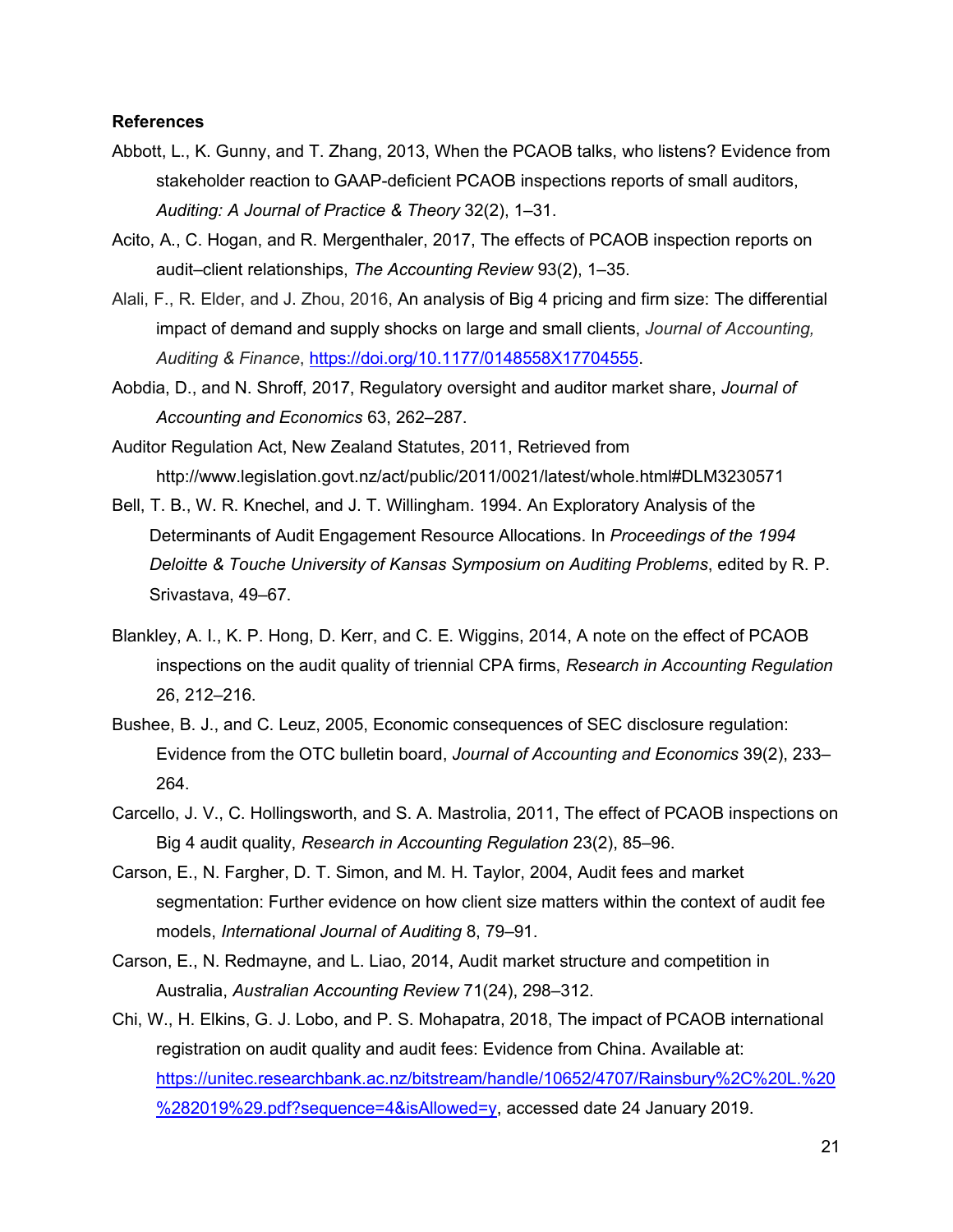**References**

Abbott, L., K. Gunny, and T. Zhang, 2013, When the PCAOB talks, who listens? Evidence from stakeholder reaction to GAAP-deficient PCAOB inspections reports of small auditors, *Auditing: A Journal of Practice & Theory* 32(2), 1–31.

Acito, A., C. Hogan, and R. Mergenthaler, 2017, The effects of PCAOB inspection reports on audit–client relationships, *The Accounting Review* 93(2), 1–35.

Alali, F., R. Elder, and J. Zhou, 2016, An analysis of Big 4 pricing and firm size: The differential impact of demand and supply shocks on large and small clients, *Journal of Accounting, Auditing & Finance*, https://doi.org/10.1177/0148558X17704555.

Aobdia, D., and N. Shroff, 2017, Regulatory oversight and auditor market share, *Journal of Accounting and Economics* 63, 262–287.

Auditor Regulation Act, New Zealand Statutes, 2011, Retrieved from http://www.legislation.govt.nz/act/public/2011/0021/latest/whole.html#DLM3230571

Bell, T. B., W. R. Knechel, and J. T. Willingham. 1994. An Exploratory Analysis of the Determinants of Audit Engagement Resource Allocations. In *Proceedings of the 1994 Deloitte & Touche University of Kansas Symposium on Auditing Problems*, edited by R. P. Srivastava, 49–67.

Blankley, A. I., K. P. Hong, D. Kerr, and C. E. Wiggins, 2014, A note on the effect of PCAOB inspections on the audit quality of triennial CPA firms, *Research in Accounting Regulation* 26, 212–216.

Bushee, B. J., and C. Leuz, 2005, Economic consequences of SEC disclosure regulation: Evidence from the OTC bulletin board, *Journal of Accounting and Economics* 39(2), 233–264.

Carcello, J. V., C. Hollingsworth, and S. A. Mastrolia, 2011, The effect of PCAOB inspections on Big 4 audit quality, *Research in Accounting Regulation* 23(2), 85–96.

Carson, E., N. Fargher, D. T. Simon, and M. H. Taylor, 2004, Audit fees and market segmentation: Further evidence on how client size matters within the context of audit fee models, *International Journal of Auditing* 8, 79–91.

Carson, E., N. Redmayne, and L. Liao, 2014, Audit market structure and competition in Australia, *Australian Accounting Review* 71(24), 298–312.

Chi, W., H. Elkins, G. J. Lobo, and P. S. Mohapatra, 2018, The impact of PCAOB international registration on audit quality and audit fees: Evidence from China. Available at: https://unitec.researchbank.ac.nz/bitstream/handle/10652/4707/Rainsbury%2C%20L.%20%282019%29.pdf?sequence=4&isAllowed=y, accessed date 24 January 2019.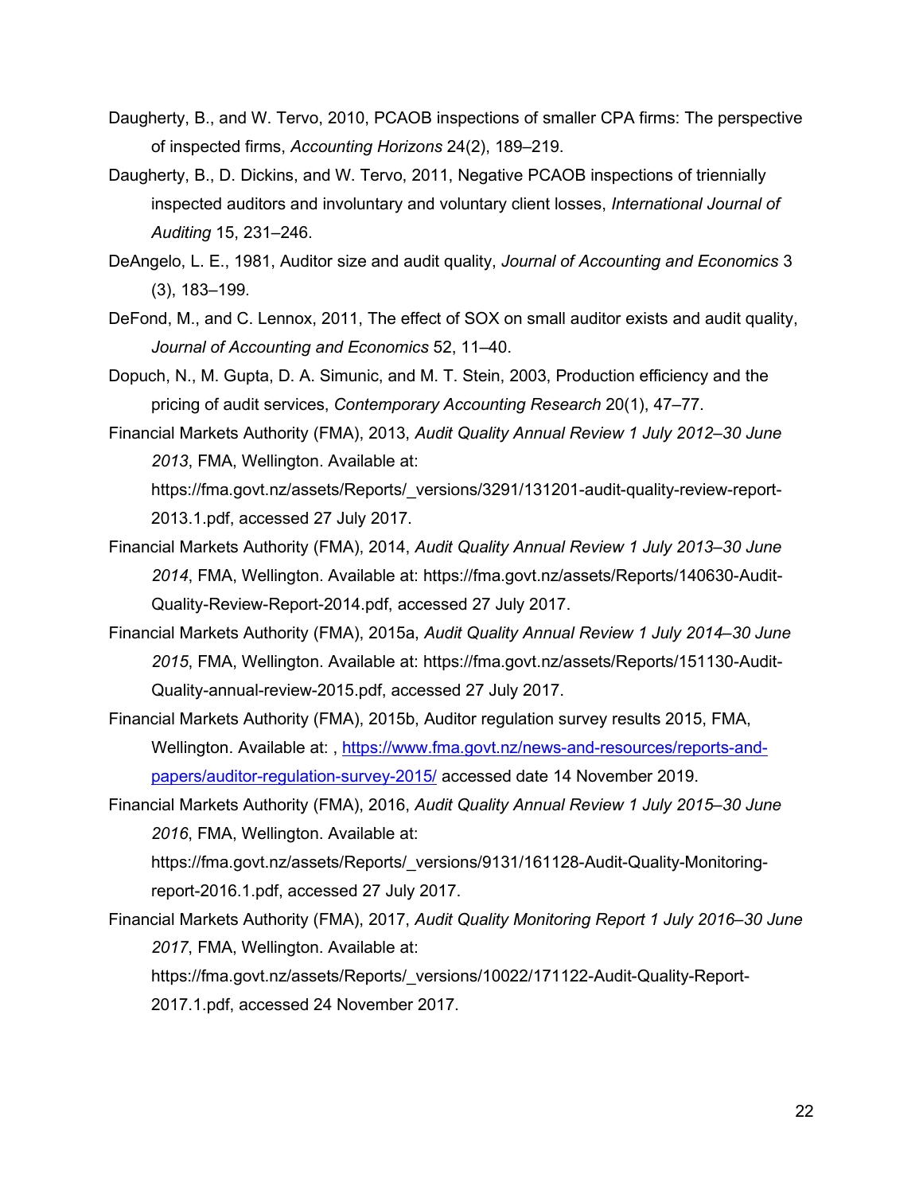Daugherty, B., and W. Tervo, 2010, PCAOB inspections of smaller CPA firms: The perspective of inspected firms, *Accounting Horizons* 24(2), 189–219.

Daugherty, B., D. Dickins, and W. Tervo, 2011, Negative PCAOB inspections of triennially inspected auditors and involuntary and voluntary client losses, *International Journal of Auditing* 15, 231–246.

DeAngelo, L. E., 1981, Auditor size and audit quality, *Journal of Accounting and Economics* 3 (3), 183–199.

DeFond, M., and C. Lennox, 2011, The effect of SOX on small auditor exists and audit quality, *Journal of Accounting and Economics* 52, 11–40.

Dopuch, N., M. Gupta, D. A. Simunic, and M. T. Stein, 2003, Production efficiency and the pricing of audit services, *Contemporary Accounting Research* 20(1), 47–77.

Financial Markets Authority (FMA), 2013, *Audit Quality Annual Review 1 July 2012–30 June 2013*, FMA, Wellington. Available at: https://fma.govt.nz/assets/Reports/_versions/3291/131201-audit-quality-review-report-2013.1.pdf, accessed 27 July 2017.

Financial Markets Authority (FMA), 2014, *Audit Quality Annual Review 1 July 2013–30 June 2014*, FMA, Wellington. Available at: https://fma.govt.nz/assets/Reports/140630-Audit-Quality-Review-Report-2014.pdf, accessed 27 July 2017.

Financial Markets Authority (FMA), 2015a, *Audit Quality Annual Review 1 July 2014–30 June 2015*, FMA, Wellington. Available at: https://fma.govt.nz/assets/Reports/151130-Audit-Quality-annual-review-2015.pdf, accessed 27 July 2017.

Financial Markets Authority (FMA), 2015b, Auditor regulation survey results 2015, FMA, Wellington. Available at: , https://www.fma.govt.nz/news-and-resources/reports-and-papers/auditor-regulation-survey-2015/ accessed date 14 November 2019.

Financial Markets Authority (FMA), 2016, *Audit Quality Annual Review 1 July 2015–30 June 2016*, FMA, Wellington. Available at: https://fma.govt.nz/assets/Reports/_versions/9131/161128-Audit-Quality-Monitoring-report-2016.1.pdf, accessed 27 July 2017.

Financial Markets Authority (FMA), 2017, *Audit Quality Monitoring Report 1 July 2016–30 June 2017*, FMA, Wellington. Available at: https://fma.govt.nz/assets/Reports/_versions/10022/171122-Audit-Quality-Report-2017.1.pdf, accessed 24 November 2017.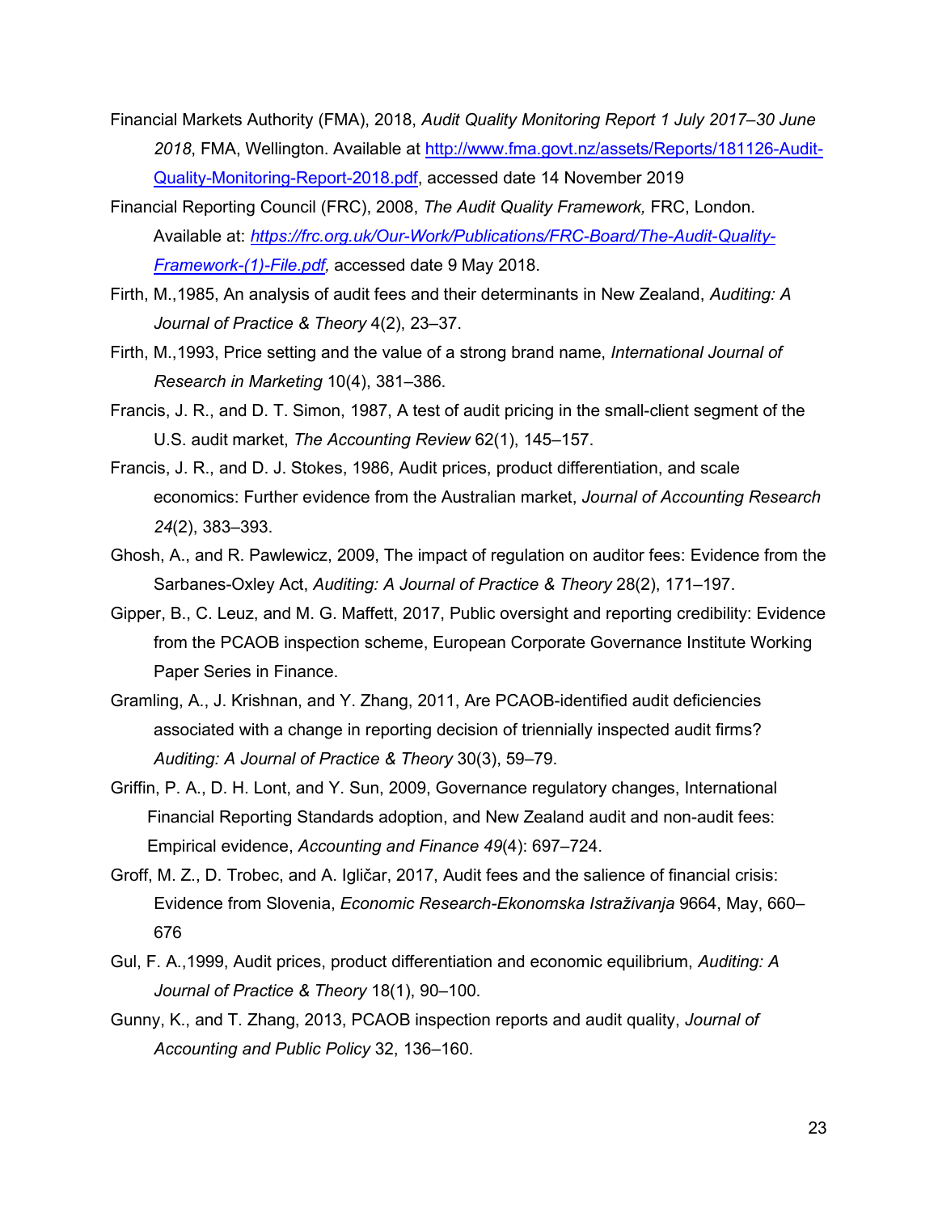Financial Markets Authority (FMA), 2018, *Audit Quality Monitoring Report 1 July 2017–30 June 2018*, FMA, Wellington. Available at [http://www.fma.govt.nz/assets/Reports/181126-Audit-Quality-Monitoring-Report-2018.pdf](http://www.fma.govt.nz/assets/Reports/181126-Audit-Quality-Monitoring-Report-2018.pdf), accessed date 14 November 2019

Financial Reporting Council (FRC), 2008, *The Audit Quality Framework,* FRC, London. Available at: [*https://frc.org.uk/Our-Work/Publications/FRC-Board/The-Audit-Quality-Framework-(1)-File.pdf,*](https://frc.org.uk/Our-Work/Publications/FRC-Board/The-Audit-Quality-Framework-(1)-File.pdf) accessed date 9 May 2018.

Firth, M.,1985, An analysis of audit fees and their determinants in New Zealand, *Auditing: A Journal of Practice & Theory* 4(2), 23–37.

Firth, M.,1993, Price setting and the value of a strong brand name, *International Journal of Research in Marketing* 10(4), 381–386.

Francis, J. R., and D. T. Simon, 1987, A test of audit pricing in the small-client segment of the U.S. audit market, *The Accounting Review* 62(1), 145–157.

Francis, J. R., and D. J. Stokes, 1986, Audit prices, product differentiation, and scale economics: Further evidence from the Australian market, *Journal of Accounting Research 24*(2), 383–393.

Ghosh, A., and R. Pawlewicz, 2009, The impact of regulation on auditor fees: Evidence from the Sarbanes-Oxley Act, *Auditing: A Journal of Practice & Theory* 28(2), 171–197.

Gipper, B., C. Leuz, and M. G. Maffett, 2017, Public oversight and reporting credibility: Evidence from the PCAOB inspection scheme, European Corporate Governance Institute Working Paper Series in Finance.

Gramling, A., J. Krishnan, and Y. Zhang, 2011, Are PCAOB-identified audit deficiencies associated with a change in reporting decision of triennially inspected audit firms? *Auditing: A Journal of Practice & Theory* 30(3), 59–79.

Griffin, P. A., D. H. Lont, and Y. Sun, 2009, Governance regulatory changes, International Financial Reporting Standards adoption, and New Zealand audit and non-audit fees: Empirical evidence, *Accounting and Finance 49*(4): 697–724.

Groff, M. Z., D. Trobec, and A. Igličar, 2017, Audit fees and the salience of financial crisis: Evidence from Slovenia, *Economic Research-Ekonomska Istraživanja* 9664, May, 660–676

Gul, F. A.,1999, Audit prices, product differentiation and economic equilibrium, *Auditing: A Journal of Practice & Theory* 18(1), 90–100.

Gunny, K., and T. Zhang, 2013, PCAOB inspection reports and audit quality, *Journal of Accounting and Public Policy* 32, 136–160.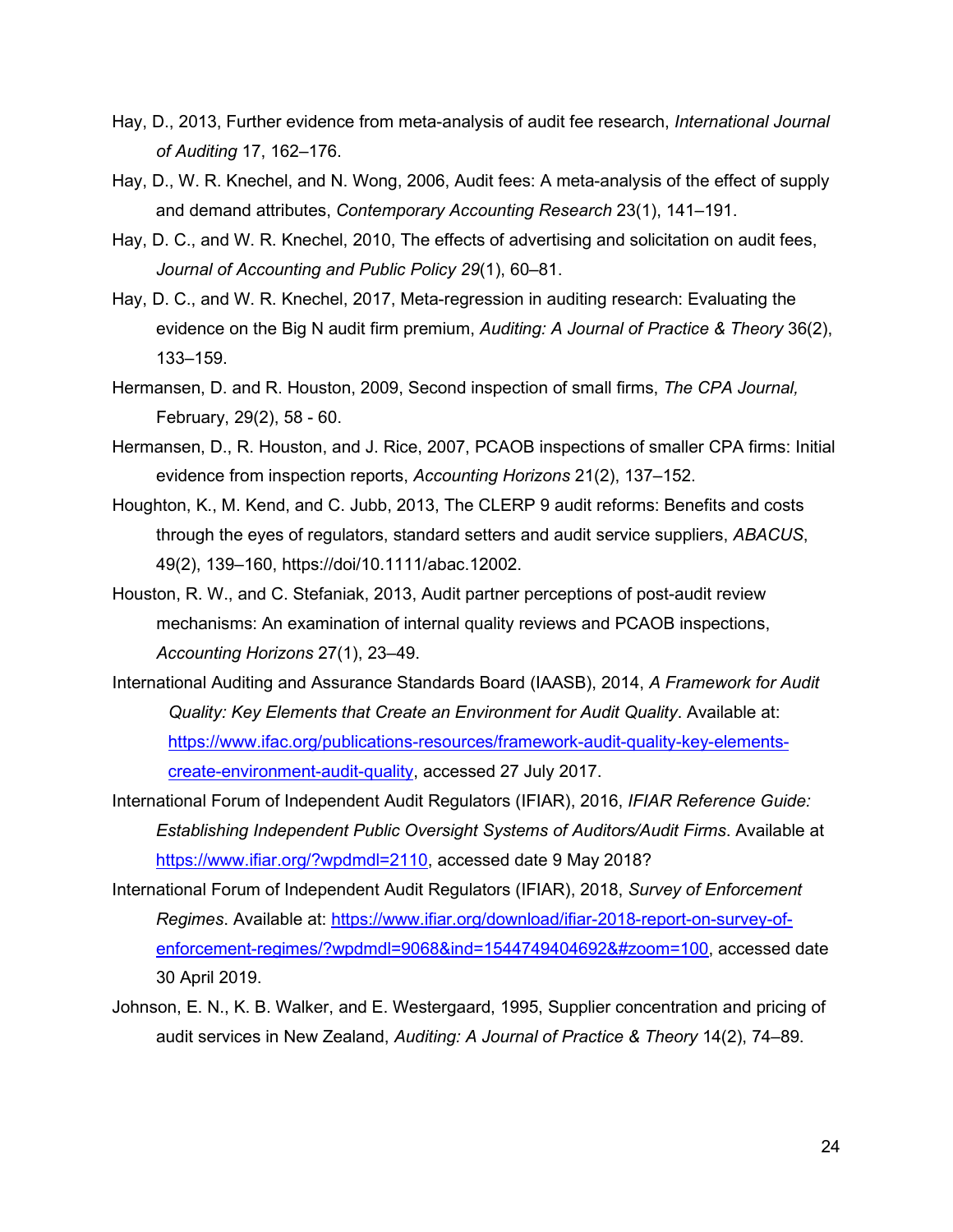Hay, D., 2013, Further evidence from meta-analysis of audit fee research, *International Journal of Auditing* 17, 162–176.

Hay, D., W. R. Knechel, and N. Wong, 2006, Audit fees: A meta-analysis of the effect of supply and demand attributes, *Contemporary Accounting Research* 23(1), 141–191.

Hay, D. C., and W. R. Knechel, 2010, The effects of advertising and solicitation on audit fees, *Journal of Accounting and Public Policy 29*(1), 60–81.

Hay, D. C., and W. R. Knechel, 2017, Meta-regression in auditing research: Evaluating the evidence on the Big N audit firm premium, *Auditing: A Journal of Practice & Theory* 36(2), 133–159.

Hermansen, D. and R. Houston, 2009, Second inspection of small firms, *The CPA Journal,* February, 29(2), 58 - 60.

Hermansen, D., R. Houston, and J. Rice, 2007, PCAOB inspections of smaller CPA firms: Initial evidence from inspection reports, *Accounting Horizons* 21(2), 137–152.

Houghton, K., M. Kend, and C. Jubb, 2013, The CLERP 9 audit reforms: Benefits and costs through the eyes of regulators, standard setters and audit service suppliers, *ABACUS*, 49(2), 139–160, https://doi/10.1111/abac.12002.

Houston, R. W., and C. Stefaniak, 2013, Audit partner perceptions of post-audit review mechanisms: An examination of internal quality reviews and PCAOB inspections, *Accounting Horizons* 27(1), 23–49.

International Auditing and Assurance Standards Board (IAASB), 2014, *A Framework for Audit Quality: Key Elements that Create an Environment for Audit Quality*. Available at: https://www.ifac.org/publications-resources/framework-audit-quality-key-elements-create-environment-audit-quality, accessed 27 July 2017.

International Forum of Independent Audit Regulators (IFIAR), 2016, *IFIAR Reference Guide: Establishing Independent Public Oversight Systems of Auditors/Audit Firms*. Available at https://www.ifiar.org/?wpdmdl=2110, accessed date 9 May 2018?

International Forum of Independent Audit Regulators (IFIAR), 2018, *Survey of Enforcement Regimes*. Available at: https://www.ifiar.org/download/ifiar-2018-report-on-survey-of-enforcement-regimes/?wpdmdl=9068&ind=1544749404692&#zoom=100, accessed date 30 April 2019.

Johnson, E. N., K. B. Walker, and E. Westergaard, 1995, Supplier concentration and pricing of audit services in New Zealand, *Auditing: A Journal of Practice & Theory* 14(2), 74–89.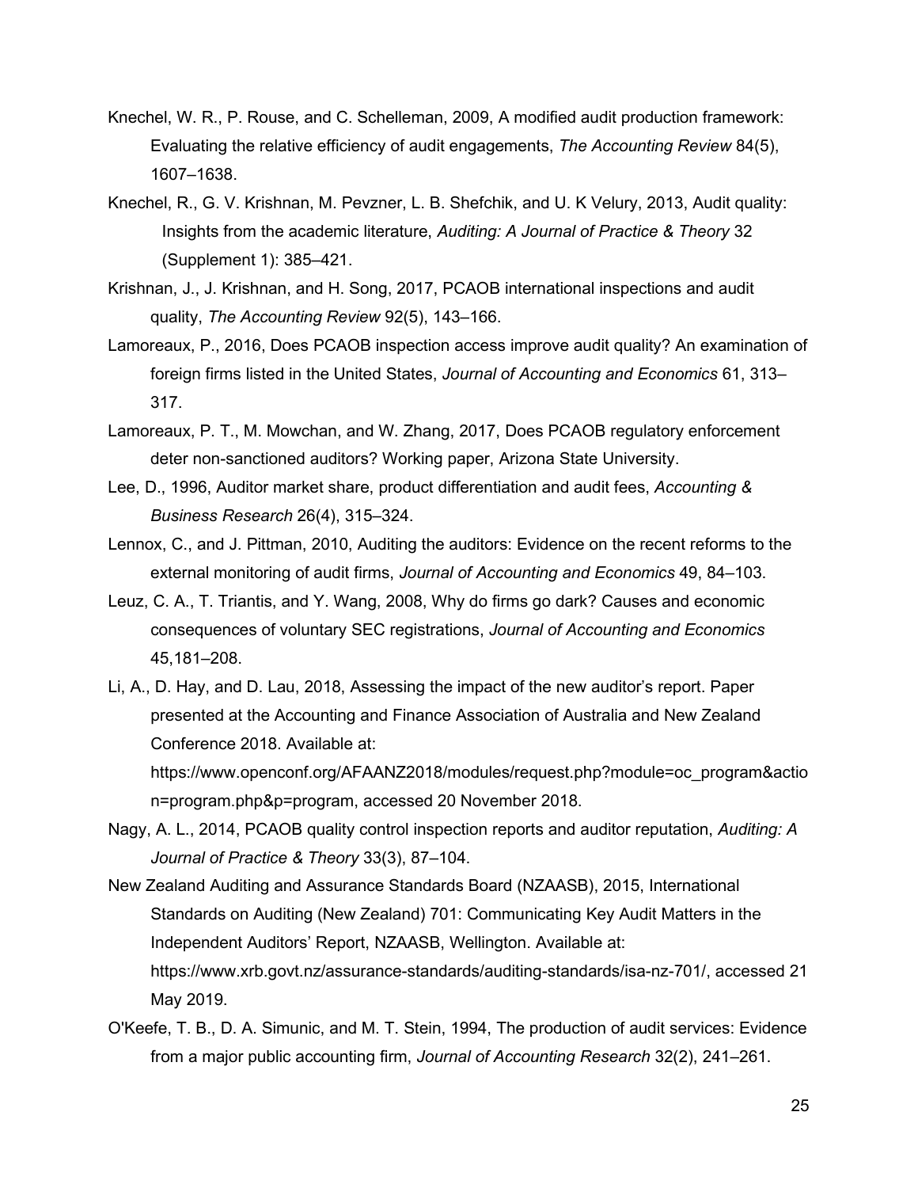Knechel, W. R., P. Rouse, and C. Schelleman, 2009, A modified audit production framework: Evaluating the relative efficiency of audit engagements, *The Accounting Review* 84(5), 1607–1638.

Knechel, R., G. V. Krishnan, M. Pevzner, L. B. Shefchik, and U. K Velury, 2013, Audit quality: Insights from the academic literature, *Auditing: A Journal of Practice & Theory* 32 (Supplement 1): 385–421.

Krishnan, J., J. Krishnan, and H. Song, 2017, PCAOB international inspections and audit quality, *The Accounting Review* 92(5), 143–166.

Lamoreaux, P., 2016, Does PCAOB inspection access improve audit quality? An examination of foreign firms listed in the United States, *Journal of Accounting and Economics* 61, 313–317.

Lamoreaux, P. T., M. Mowchan, and W. Zhang, 2017, Does PCAOB regulatory enforcement deter non-sanctioned auditors? Working paper, Arizona State University.

Lee, D., 1996, Auditor market share, product differentiation and audit fees, *Accounting & Business Research* 26(4), 315–324.

Lennox, C., and J. Pittman, 2010, Auditing the auditors: Evidence on the recent reforms to the external monitoring of audit firms, *Journal of Accounting and Economics* 49, 84–103.

Leuz, C. A., T. Triantis, and Y. Wang, 2008, Why do firms go dark? Causes and economic consequences of voluntary SEC registrations, *Journal of Accounting and Economics* 45,181–208.

Li, A., D. Hay, and D. Lau, 2018, Assessing the impact of the new auditor's report. Paper presented at the Accounting and Finance Association of Australia and New Zealand Conference 2018. Available at: https://www.openconf.org/AFAANZ2018/modules/request.php?module=oc_program&action=program.php&p=program, accessed 20 November 2018.

Nagy, A. L., 2014, PCAOB quality control inspection reports and auditor reputation, *Auditing: A Journal of Practice & Theory* 33(3), 87–104.

New Zealand Auditing and Assurance Standards Board (NZAASB), 2015, International Standards on Auditing (New Zealand) 701: Communicating Key Audit Matters in the Independent Auditors' Report, NZAASB, Wellington. Available at: https://www.xrb.govt.nz/assurance-standards/auditing-standards/isa-nz-701/, accessed 21 May 2019.

O'Keefe, T. B., D. A. Simunic, and M. T. Stein, 1994, The production of audit services: Evidence from a major public accounting firm, *Journal of Accounting Research* 32(2), 241–261.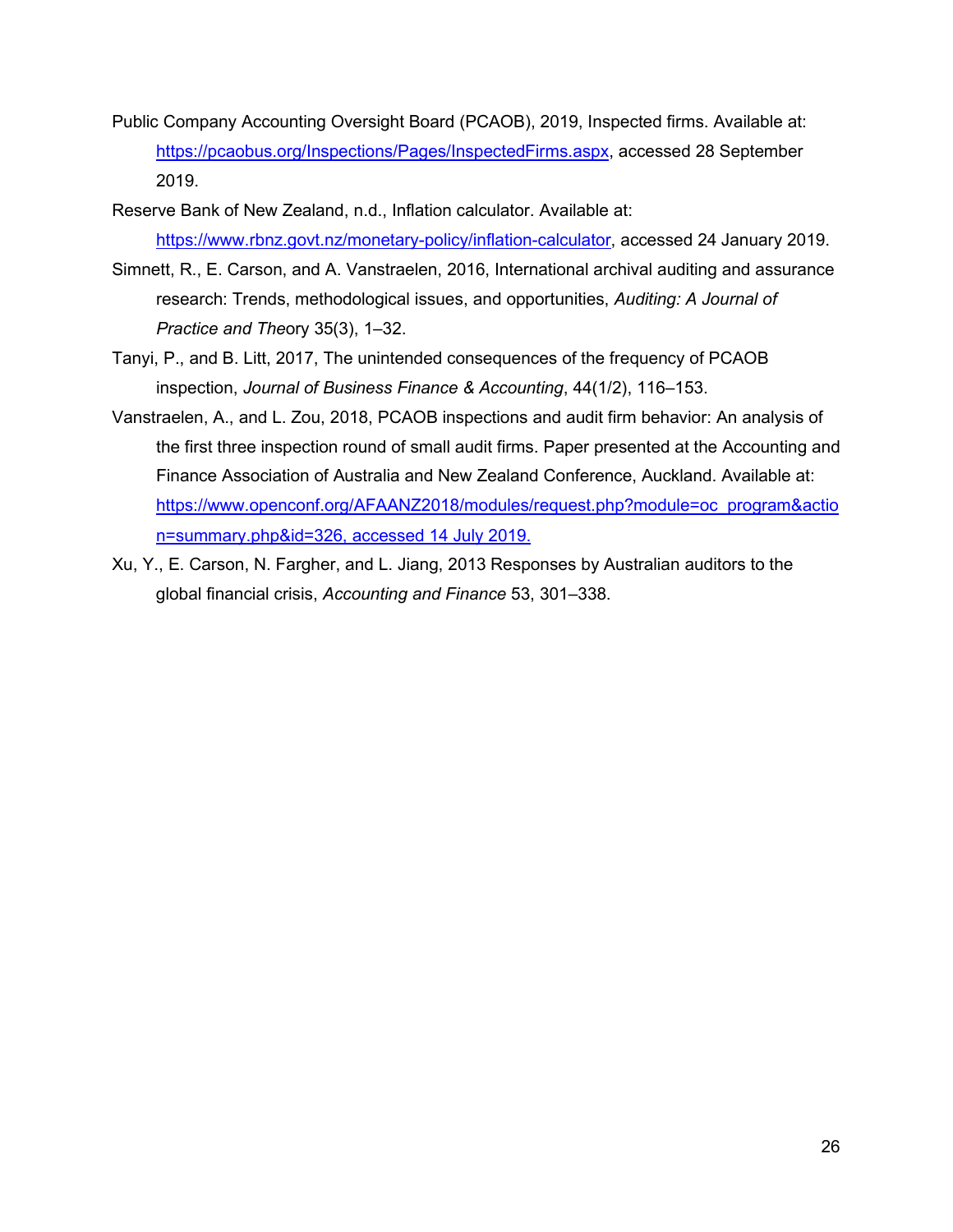Public Company Accounting Oversight Board (PCAOB), 2019, Inspected firms. Available at: https://pcaobus.org/Inspections/Pages/InspectedFirms.aspx, accessed 28 September 2019.

Reserve Bank of New Zealand, n.d., Inflation calculator. Available at: https://www.rbnz.govt.nz/monetary-policy/inflation-calculator, accessed 24 January 2019.

Simnett, R., E. Carson, and A. Vanstraelen, 2016, International archival auditing and assurance research: Trends, methodological issues, and opportunities, *Auditing: A Journal of Practice and Theory* 35(3), 1–32.

Tanyi, P., and B. Litt, 2017, The unintended consequences of the frequency of PCAOB inspection, *Journal of Business Finance & Accounting*, 44(1/2), 116–153.

Vanstraelen, A., and L. Zou, 2018, PCAOB inspections and audit firm behavior: An analysis of the first three inspection round of small audit firms. Paper presented at the Accounting and Finance Association of Australia and New Zealand Conference, Auckland. Available at: https://www.openconf.org/AFAANZ2018/modules/request.php?module=oc_program&action=summary.php&id=326, accessed 14 July 2019.

Xu, Y., E. Carson, N. Fargher, and L. Jiang, 2013 Responses by Australian auditors to the global financial crisis, *Accounting and Finance* 53, 301–338.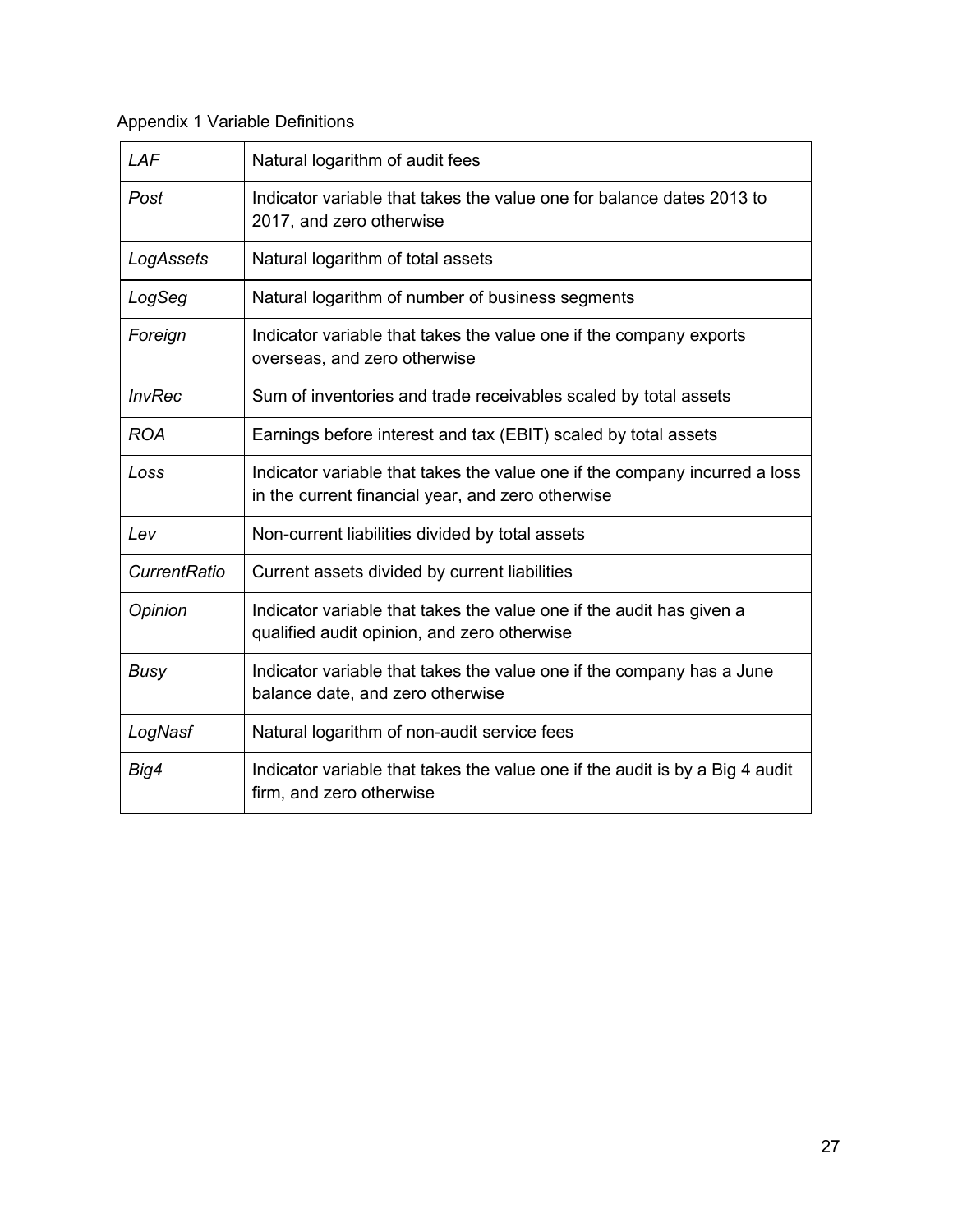Appendix 1 Variable Definitions

| | |
|---|---|
| *LAF* | Natural logarithm of audit fees |
| *Post* | Indicator variable that takes the value one for balance dates 2013 to 2017, and zero otherwise |
| *LogAssets* | Natural logarithm of total assets |
| *LogSeg* | Natural logarithm of number of business segments |
| *Foreign* | Indicator variable that takes the value one if the company exports overseas, and zero otherwise |
| *InvRec* | Sum of inventories and trade receivables scaled by total assets |
| *ROA* | Earnings before interest and tax (EBIT) scaled by total assets |
| *Loss* | Indicator variable that takes the value one if the company incurred a loss in the current financial year, and zero otherwise |
| *Lev* | Non-current liabilities divided by total assets |
| *CurrentRatio* | Current assets divided by current liabilities |
| *Opinion* | Indicator variable that takes the value one if the audit has given a qualified audit opinion, and zero otherwise |
| *Busy* | Indicator variable that takes the value one if the company has a June balance date, and zero otherwise |
| *LogNasf* | Natural logarithm of non-audit service fees |
| *Big4* | Indicator variable that takes the value one if the audit is by a Big 4 audit firm, and zero otherwise |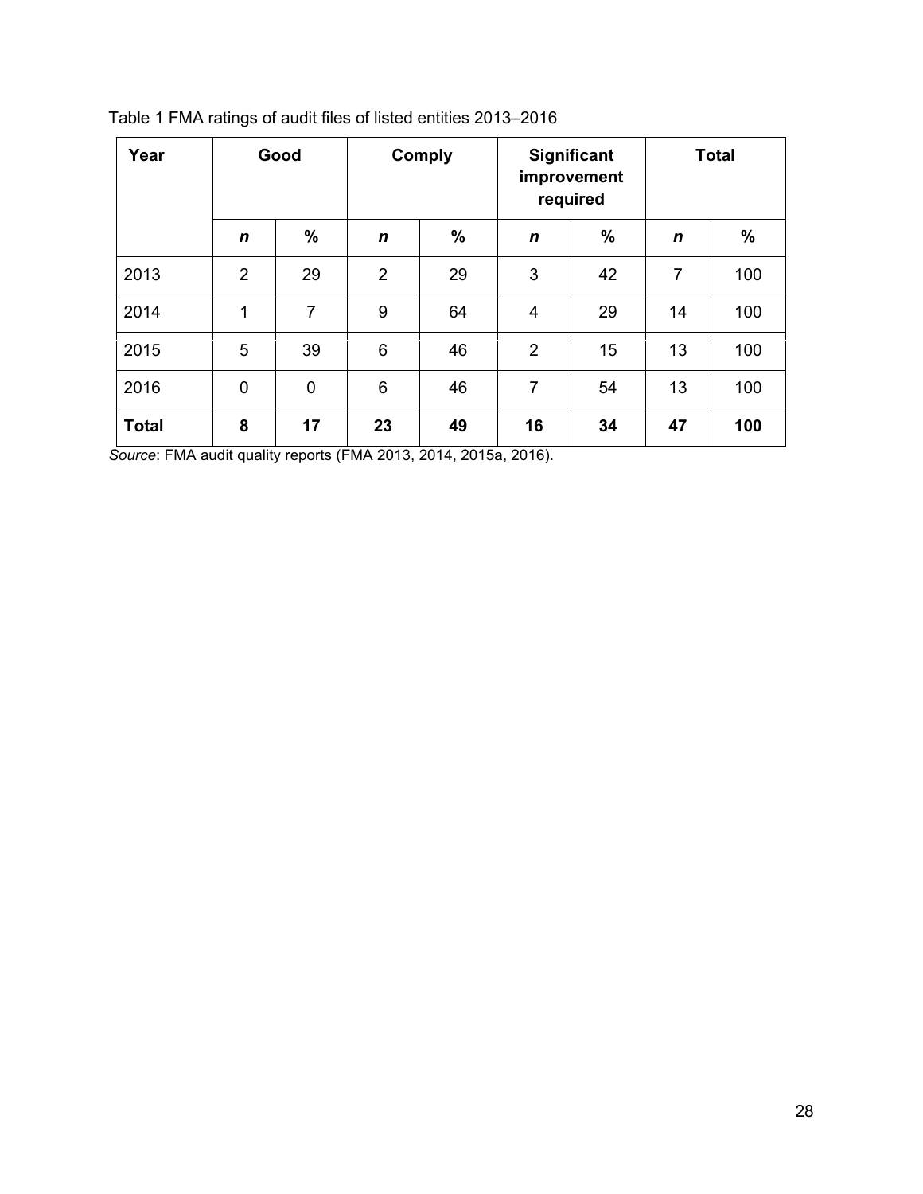Table 1 FMA ratings of audit files of listed entities 2013–2016

| Year | Good | | Comply | | Significant improvement required | | Total | |
|---|---|---|---|---|---|---|---|---|
| | ***n*** | **%** | ***n*** | **%** | ***n*** | **%** | ***n*** | **%** |
| 2013 | 2 | 29 | 2 | 29 | 3 | 42 | 7 | 100 |
| 2014 | 1 | 7 | 9 | 64 | 4 | 29 | 14 | 100 |
| 2015 | 5 | 39 | 6 | 46 | 2 | 15 | 13 | 100 |
| 2016 | 0 | 0 | 6 | 46 | 7 | 54 | 13 | 100 |
| **Total** | **8** | **17** | **23** | **49** | **16** | **34** | **47** | **100** |

*Source*: FMA audit quality reports (FMA 2013, 2014, 2015a, 2016).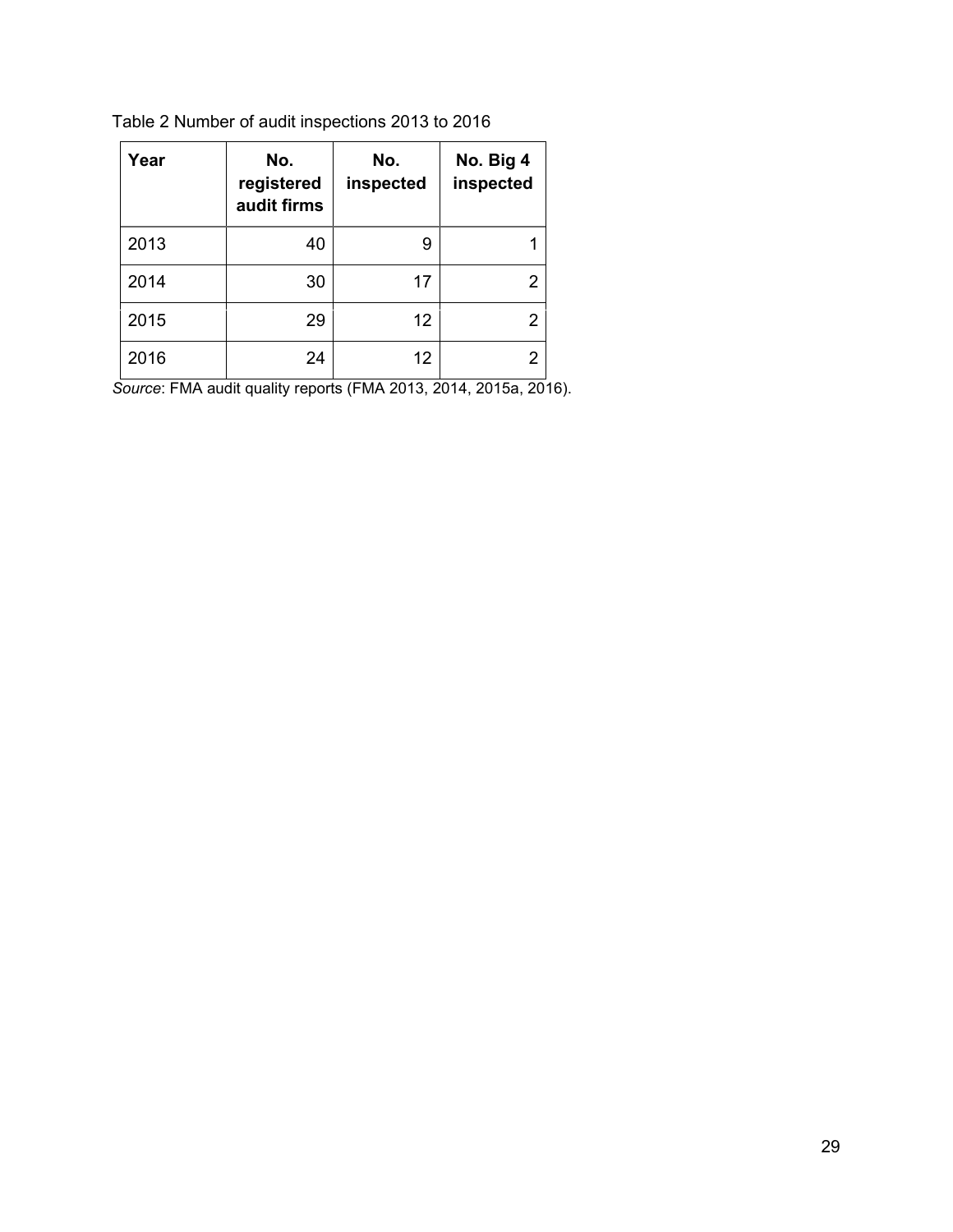Table 2 Number of audit inspections 2013 to 2016

| Year | No. registered audit firms | No. inspected | No. Big 4 inspected |
|---|---|---|---|
| 2013 | 40 | 9 | 1 |
| 2014 | 30 | 17 | 2 |
| 2015 | 29 | 12 | 2 |
| 2016 | 24 | 12 | 2 |

*Source*: FMA audit quality reports (FMA 2013, 2014, 2015a, 2016).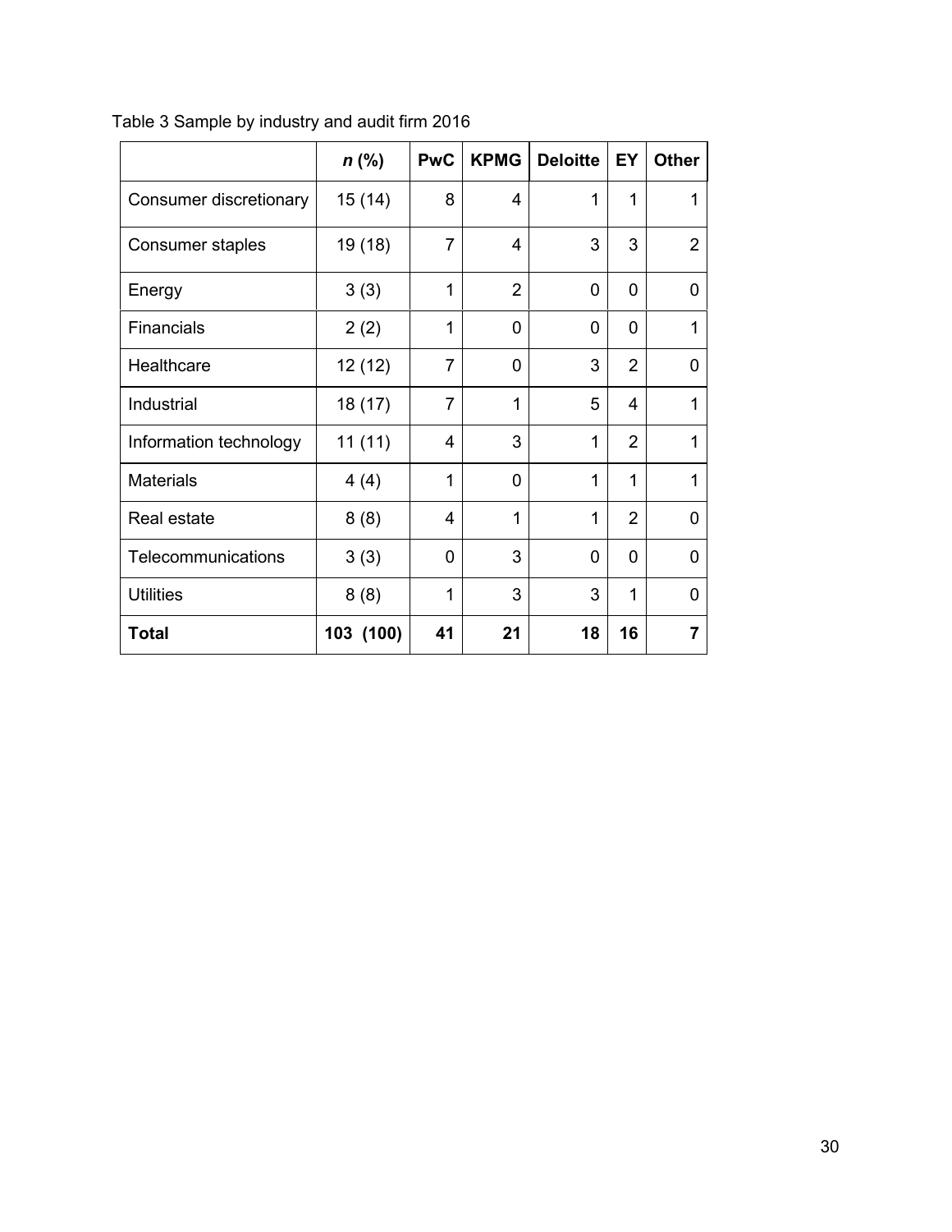Table 3 Sample by industry and audit firm 2016

| | *n* (%) | PwC | KPMG | Deloitte | EY | Other |
|---|---|---|---|---|---|---|
| Consumer discretionary | 15 (14) | 8 | 4 | 1 | 1 | 1 |
| Consumer staples | 19 (18) | 7 | 4 | 3 | 3 | 2 |
| Energy | 3 (3) | 1 | 2 | 0 | 0 | 0 |
| Financials | 2 (2) | 1 | 0 | 0 | 0 | 1 |
| Healthcare | 12 (12) | 7 | 0 | 3 | 2 | 0 |
| Industrial | 18 (17) | 7 | 1 | 5 | 4 | 1 |
| Information technology | 11 (11) | 4 | 3 | 1 | 2 | 1 |
| Materials | 4 (4) | 1 | 0 | 1 | 1 | 1 |
| Real estate | 8 (8) | 4 | 1 | 1 | 2 | 0 |
| Telecommunications | 3 (3) | 0 | 3 | 0 | 0 | 0 |
| Utilities | 8 (8) | 1 | 3 | 3 | 1 | 0 |
| **Total** | **103 (100)** | **41** | **21** | **18** | **16** | **7** |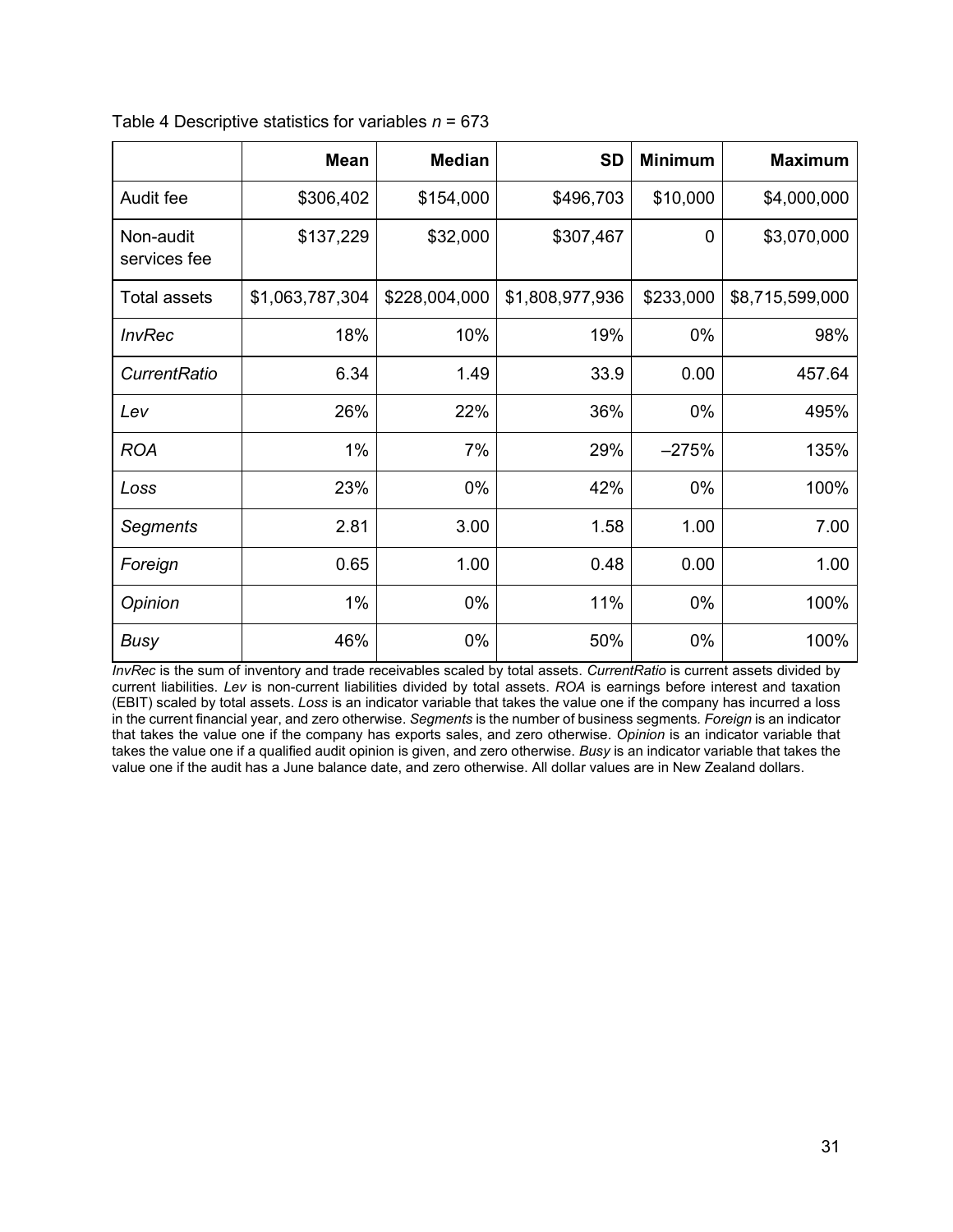Table 4 Descriptive statistics for variables $n$ = 673

| | Mean | Median | SD | Minimum | Maximum |
|---|---|---|---|---|---|
| Audit fee | \$306,402 | \$154,000 | \$496,703 | \$10,000 | \$4,000,000 |
| Non-audit services fee | \$137,229 | \$32,000 | \$307,467 | 0 | \$3,070,000 |
| Total assets | \$1,063,787,304 | \$228,004,000 | \$1,808,977,936 | \$233,000 | \$8,715,599,000 |
| *InvRec* | 18% | 10% | 19% | 0% | 98% |
| *CurrentRatio* | 6.34 | 1.49 | 33.9 | 0.00 | 457.64 |
| *Lev* | 26% | 22% | 36% | 0% | 495% |
| *ROA* | 1% | 7% | 29% | –275% | 135% |
| *Loss* | 23% | 0% | 42% | 0% | 100% |
| *Segments* | 2.81 | 3.00 | 1.58 | 1.00 | 7.00 |
| *Foreign* | 0.65 | 1.00 | 0.48 | 0.00 | 1.00 |
| *Opinion* | 1% | 0% | 11% | 0% | 100% |
| *Busy* | 46% | 0% | 50% | 0% | 100% |

*InvRec* is the sum of inventory and trade receivables scaled by total assets. *CurrentRatio* is current assets divided by current liabilities. *Lev* is non-current liabilities divided by total assets. *ROA* is earnings before interest and taxation (EBIT) scaled by total assets. *Loss* is an indicator variable that takes the value one if the company has incurred a loss in the current financial year, and zero otherwise. *Segments* is the number of business segments. *Foreign* is an indicator that takes the value one if the company has exports sales, and zero otherwise. *Opinion* is an indicator variable that takes the value one if a qualified audit opinion is given, and zero otherwise. *Busy* is an indicator variable that takes the value one if the audit has a June balance date, and zero otherwise. All dollar values are in New Zealand dollars.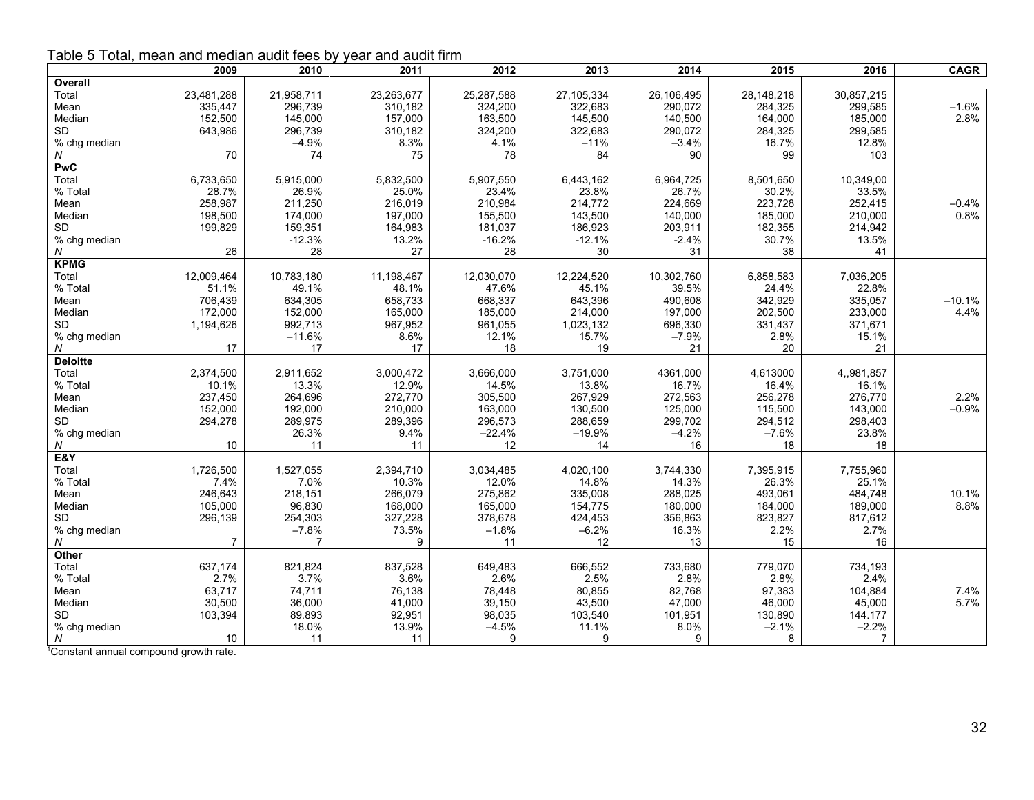Table 5 Total, mean and median audit fees by year and audit firm

| | 2009 | 2010 | 2011 | 2012 | 2013 | 2014 | 2015 | 2016 | CAGR |
|---|---|---|---|---|---|---|---|---|---|
| **Overall** | | | | | | | | | |
| Total | 23,481,288 | 21,958,711 | 23,263,677 | 25,287,588 | 27,105,334 | 26,106,495 | 28,148,218 | 30,857,215 | |
| Mean | 335,447 | 296,739 | 310,182 | 324,200 | 322,683 | 290,072 | 284,325 | 299,585 | –1.6% |
| Median | 152,500 | 145,000 | 157,000 | 163,500 | 145,500 | 140,500 | 164,000 | 185,000 | 2.8% |
| SD | 643,986 | 296,739 | 310,182 | 324,200 | 322,683 | 290,072 | 284,325 | 299,585 | |
| % chg median | | –4.9% | 8.3% | 4.1% | –11% | –3.4% | 16.7% | 12.8% | |
| *N* | 70 | 74 | 75 | 78 | 84 | 90 | 99 | 103 | |
| **PwC** | | | | | | | | | |
| Total | 6,733,650 | 5,915,000 | 5,832,500 | 5,907,550 | 6,443,162 | 6,964,725 | 8,501,650 | 10,349,00 | |
| % Total | 28.7% | 26.9% | 25.0% | 23.4% | 23.8% | 26.7% | 30.2% | 33.5% | |
| Mean | 258,987 | 211,250 | 216,019 | 210,984 | 214,772 | 224,669 | 223,728 | 252,415 | –0.4% |
| Median | 198,500 | 174,000 | 197,000 | 155,500 | 143,500 | 140,000 | 185,000 | 210,000 | 0.8% |
| SD | 199,829 | 159,351 | 164,983 | 181,037 | 186,923 | 203,911 | 182,355 | 214,942 | |
| % chg median | | -12.3% | 13.2% | -16.2% | -12.1% | -2.4% | 30.7% | 13.5% | |
| *N* | 26 | 28 | 27 | 28 | 30 | 31 | 38 | 41 | |
| **KPMG** | | | | | | | | | |
| Total | 12,009,464 | 10,783,180 | 11,198,467 | 12,030,070 | 12,224,520 | 10,302,760 | 6,858,583 | 7,036,205 | |
| % Total | 51.1% | 49.1% | 48.1% | 47.6% | 45.1% | 39.5% | 24.4% | 22.8% | |
| Mean | 706,439 | 634,305 | 658,733 | 668,337 | 643,396 | 490,608 | 342,929 | 335,057 | –10.1% |
| Median | 172,000 | 152,000 | 165,000 | 185,000 | 214,000 | 197,000 | 202,500 | 233,000 | 4.4% |
| SD | 1,194,626 | 992,713 | 967,952 | 961,055 | 1,023,132 | 696,330 | 331,437 | 371,671 | |
| % chg median | | –11.6% | 8.6% | 12.1% | 15.7% | –7.9% | 2.8% | 15.1% | |
| *N* | 17 | 17 | 17 | 18 | 19 | 21 | 20 | 21 | |
| **Deloitte** | | | | | | | | | |
| Total | 2,374,500 | 2,911,652 | 3,000,472 | 3,666,000 | 3,751,000 | 4361,000 | 4,613000 | 4,,981,857 | |
| % Total | 10.1% | 13.3% | 12.9% | 14.5% | 13.8% | 16.7% | 16.4% | 16.1% | |
| Mean | 237,450 | 264,696 | 272,770 | 305,500 | 267,929 | 272,563 | 256,278 | 276,770 | 2.2% |
| Median | 152,000 | 192,000 | 210,000 | 163,000 | 130,500 | 125,000 | 115,500 | 143,000 | –0.9% |
| SD | 294,278 | 289,975 | 289,396 | 296,573 | 288,659 | 299,702 | 294,512 | 298,403 | |
| % chg median | | 26.3% | 9.4% | –22.4% | –19.9% | –4.2% | –7.6% | 23.8% | |
| *N* | 10 | 11 | 11 | 12 | 14 | 16 | 18 | 18 | |
| **E&Y** | | | | | | | | | |
| Total | 1,726,500 | 1,527,055 | 2,394,710 | 3,034,485 | 4,020,100 | 3,744,330 | 7,395,915 | 7,755,960 | |
| % Total | 7.4% | 7.0% | 10.3% | 12.0% | 14.8% | 14.3% | 26.3% | 25.1% | |
| Mean | 246,643 | 218,151 | 266,079 | 275,862 | 335,008 | 288,025 | 493,061 | 484,748 | 10.1% |
| Median | 105,000 | 96,830 | 168,000 | 165,000 | 154,775 | 180,000 | 184,000 | 189,000 | 8.8% |
| SD | 296,139 | 254,303 | 327,228 | 378,678 | 424,453 | 356,863 | 823,827 | 817,612 | |
| % chg median | | –7.8% | 73.5% | –1.8% | –6.2% | 16.3% | 2.2% | 2.7% | |
| *N* | 7 | 7 | 9 | 11 | 12 | 13 | 15 | 16 | |
| **Other** | | | | | | | | | |
| Total | 637,174 | 821,824 | 837,528 | 649,483 | 666,552 | 733,680 | 779,070 | 734,193 | |
| % Total | 2.7% | 3.7% | 3.6% | 2.6% | 2.5% | 2.8% | 2.8% | 2.4% | |
| Mean | 63,717 | 74,711 | 76,138 | 78,448 | 80,855 | 82,768 | 97,383 | 104,884 | 7.4% |
| Median | 30,500 | 36,000 | 41,000 | 39,150 | 43,500 | 47,000 | 46,000 | 45,000 | 5.7% |
| SD | 103,394 | 89.893 | 92,951 | 98,035 | 103,540 | 101,951 | 130,890 | 144.177 | |
| % chg median | | 18.0% | 13.9% | –4.5% | 11.1% | 8.0% | –2.1% | –2.2% | |
| *N* | 10 | 11 | 11 | 9 | 9 | 9 | 8 | 7 | |

[1]Constant annual compound growth rate.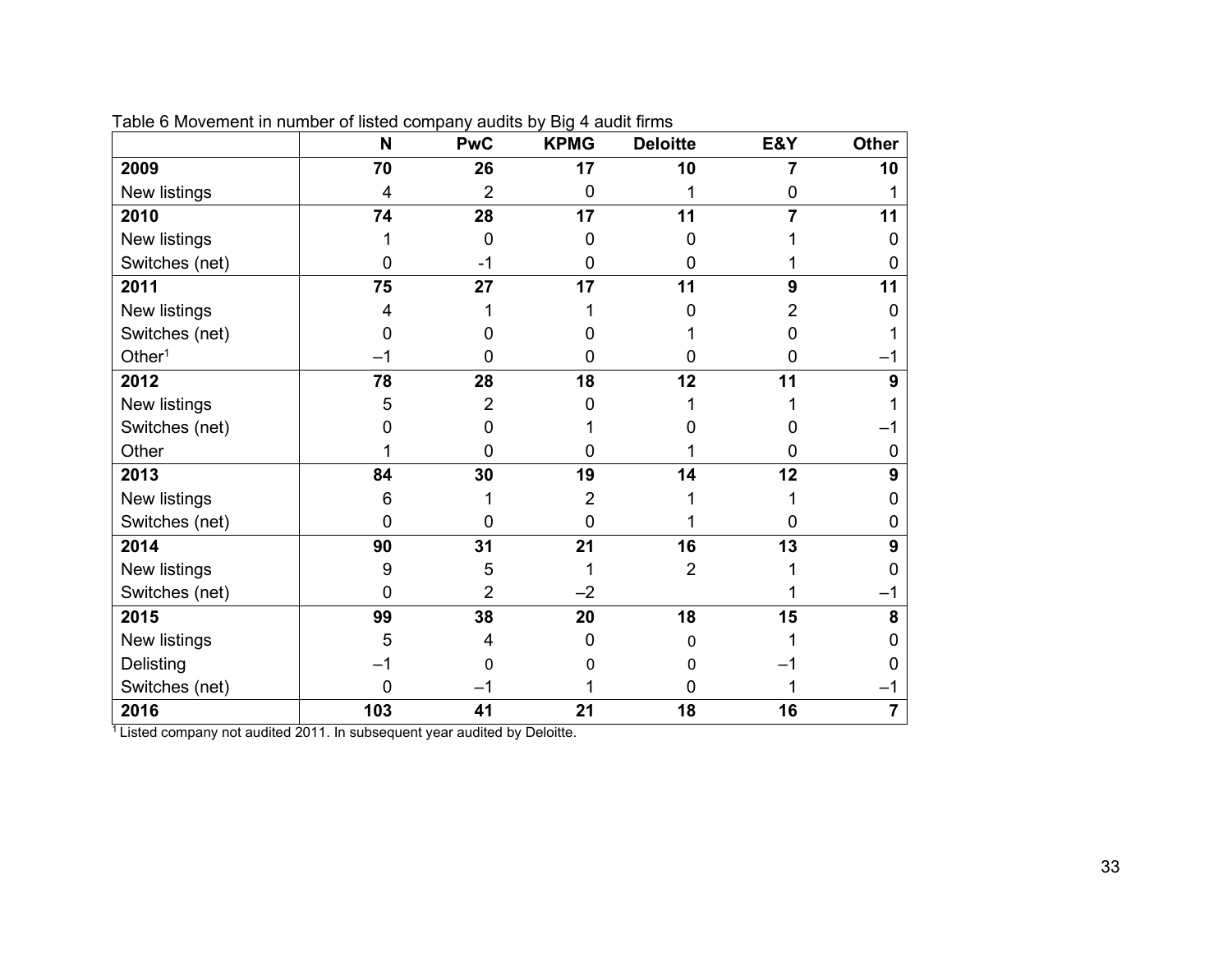Table 6 Movement in number of listed company audits by Big 4 audit firms

| | N | PwC | KPMG | Deloitte | E&Y | Other |
|---|---|---|---|---|---|---|
| **2009** | **70** | **26** | **17** | **10** | **7** | **10** |
| New listings | 4 | 2 | 0 | 1 | 0 | 1 |
| **2010** | **74** | **28** | **17** | **11** | **7** | **11** |
| New listings | 1 | 0 | 0 | 0 | 1 | 0 |
| Switches (net) | 0 | -1 | 0 | 0 | 1 | 0 |
| **2011** | **75** | **27** | **17** | **11** | **9** | **11** |
| New listings | 4 | 1 | 1 | 0 | 2 | 0 |
| Switches (net) | 0 | 0 | 0 | 1 | 0 | 1 |
| Other[1] | –1 | 0 | 0 | 0 | 0 | –1 |
| **2012** | **78** | **28** | **18** | **12** | **11** | **9** |
| New listings | 5 | 2 | 0 | 1 | 1 | 1 |
| Switches (net) | 0 | 0 | 1 | 0 | 0 | –1 |
| Other | 1 | 0 | 0 | 1 | 0 | 0 |
| **2013** | **84** | **30** | **19** | **14** | **12** | **9** |
| New listings | 6 | 1 | 2 | 1 | 1 | 0 |
| Switches (net) | 0 | 0 | 0 | 1 | 0 | 0 |
| **2014** | **90** | **31** | **21** | **16** | **13** | **9** |
| New listings | 9 | 5 | 1 | 2 | 1 | 0 |
| Switches (net) | 0 | 2 | –2 | | 1 | –1 |
| **2015** | **99** | **38** | **20** | **18** | **15** | **8** |
| New listings | 5 | 4 | 0 | 0 | 1 | 0 |
| Delisting | –1 | 0 | 0 | 0 | –1 | 0 |
| Switches (net) | 0 | –1 | 1 | 0 | 1 | –1 |
| **2016** | **103** | **41** | **21** | **18** | **16** | **7** |

[1] Listed company not audited 2011. In subsequent year audited by Deloitte.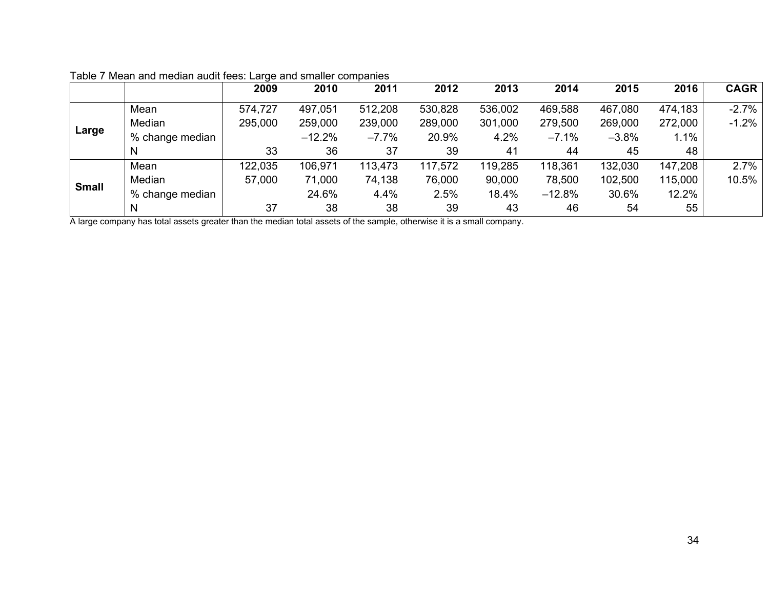Table 7 Mean and median audit fees: Large and smaller companies

| | | 2009 | 2010 | 2011 | 2012 | 2013 | 2014 | 2015 | 2016 | CAGR |
|---|---|---|---|---|---|---|---|---|---|---|
| **Large** | Mean | 574,727 | 497,051 | 512,208 | 530,828 | 536,002 | 469,588 | 467,080 | 474,183 | -2.7% |
| | Median | 295,000 | 259,000 | 239,000 | 289,000 | 301,000 | 279,500 | 269,000 | 272,000 | -1.2% |
| | % change median | | –12.2% | –7.7% | 20.9% | 4.2% | –7.1% | –3.8% | 1.1% | |
| | N | 33 | 36 | 37 | 39 | 41 | 44 | 45 | 48 | |
| **Small** | Mean | 122,035 | 106,971 | 113,473 | 117,572 | 119,285 | 118,361 | 132,030 | 147,208 | 2.7% |
| | Median | 57,000 | 71,000 | 74,138 | 76,000 | 90,000 | 78,500 | 102,500 | 115,000 | 10.5% |
| | % change median | | 24.6% | 4.4% | 2.5% | 18.4% | –12.8% | 30.6% | 12.2% | |
| | N | 37 | 38 | 38 | 39 | 43 | 46 | 54 | 55 | |

A large company has total assets greater than the median total assets of the sample, otherwise it is a small company.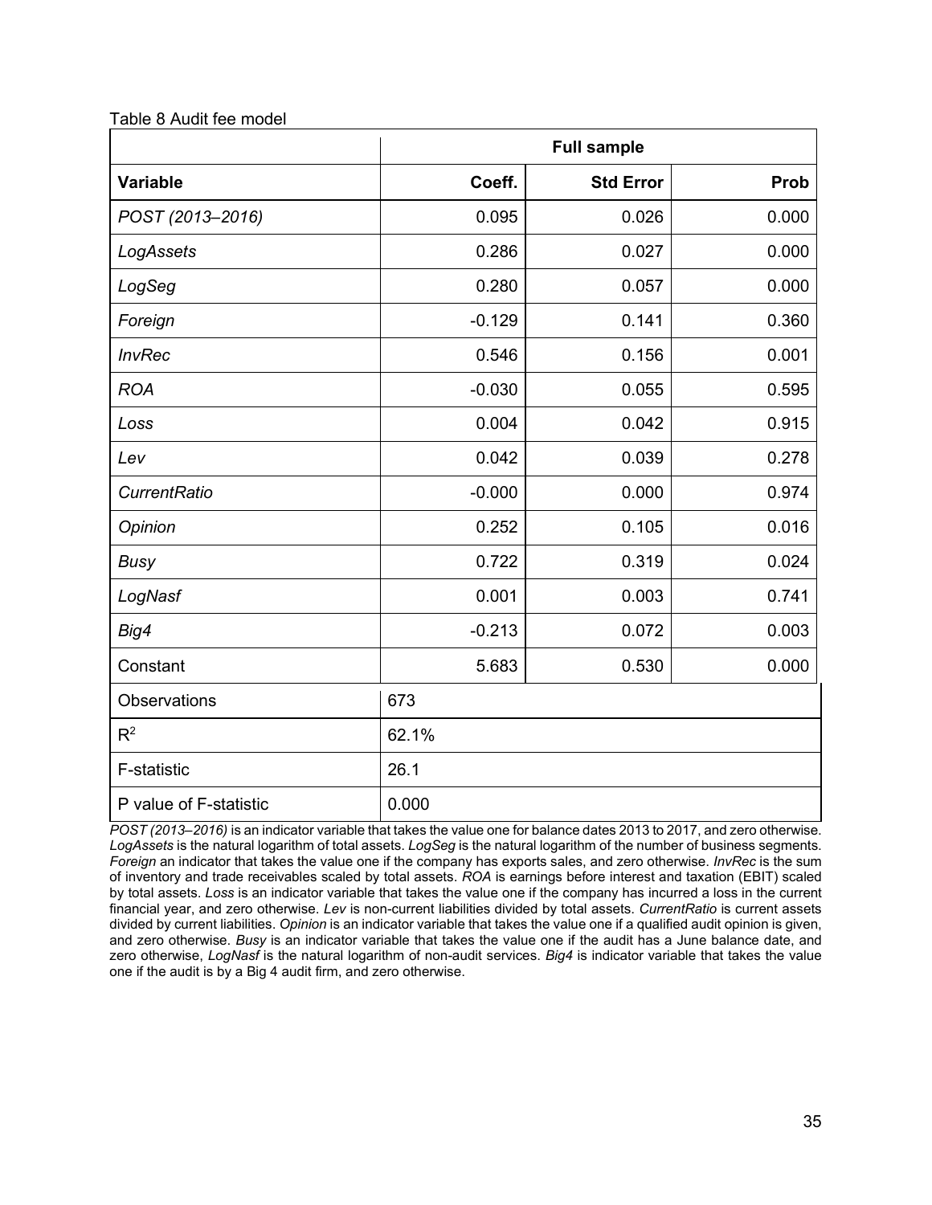Table 8 Audit fee model

| | Full sample | | |
|---|---|---|---|
| **Variable** | **Coeff.** | **Std Error** | **Prob** |
| *POST (2013–2016)* | 0.095 | 0.026 | 0.000 |
| *LogAssets* | 0.286 | 0.027 | 0.000 |
| *LogSeg* | 0.280 | 0.057 | 0.000 |
| *Foreign* | -0.129 | 0.141 | 0.360 |
| *InvRec* | 0.546 | 0.156 | 0.001 |
| *ROA* | -0.030 | 0.055 | 0.595 |
| *Loss* | 0.004 | 0.042 | 0.915 |
| *Lev* | 0.042 | 0.039 | 0.278 |
| *CurrentRatio* | -0.000 | 0.000 | 0.974 |
| *Opinion* | 0.252 | 0.105 | 0.016 |
| *Busy* | 0.722 | 0.319 | 0.024 |
| *LogNasf* | 0.001 | 0.003 | 0.741 |
| *Big4* | -0.213 | 0.072 | 0.003 |
| Constant | 5.683 | 0.530 | 0.000 |
| Observations | 673 | | |
| $R^2$ | 62.1% | | |
| F-statistic | 26.1 | | |
| P value of F-statistic | 0.000 | | |

*POST (2013–2016)* is an indicator variable that takes the value one for balance dates 2013 to 2017, and zero otherwise. *LogAssets* is the natural logarithm of total assets. *LogSeg* is the natural logarithm of the number of business segments. *Foreign* an indicator that takes the value one if the company has exports sales, and zero otherwise. *InvRec* is the sum of inventory and trade receivables scaled by total assets. *ROA* is earnings before interest and taxation (EBIT) scaled by total assets. *Loss* is an indicator variable that takes the value one if the company has incurred a loss in the current financial year, and zero otherwise. *Lev* is non-current liabilities divided by total assets. *CurrentRatio* is current assets divided by current liabilities. *Opinion* is an indicator variable that takes the value one if a qualified audit opinion is given, and zero otherwise. *Busy* is an indicator variable that takes the value one if the audit has a June balance date, and zero otherwise, *LogNasf* is the natural logarithm of non-audit services. *Big4* is indicator variable that takes the value one if the audit is by a Big 4 audit firm, and zero otherwise.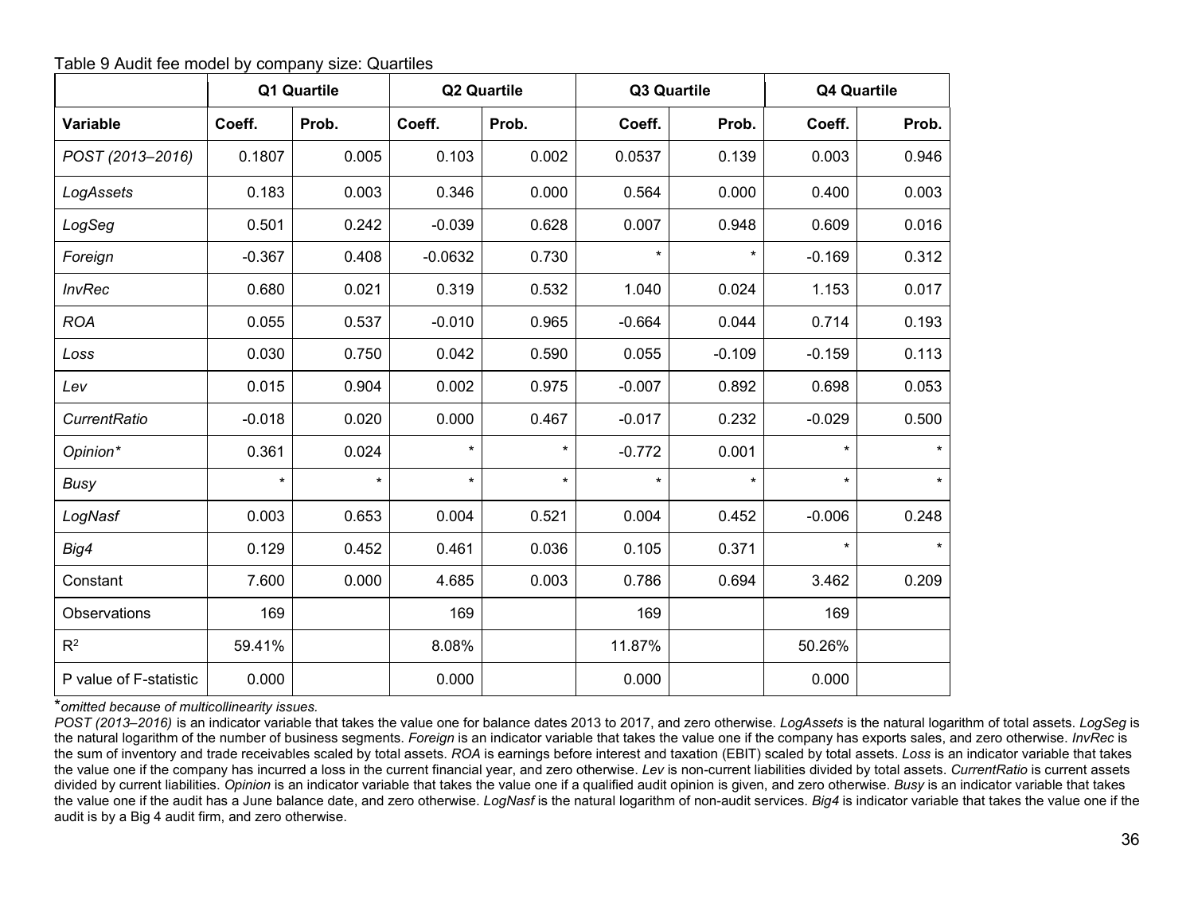Table 9 Audit fee model by company size: Quartiles

| | Q1 Quartile | | Q2 Quartile | | Q3 Quartile | | Q4 Quartile | |
|---|---|---|---|---|---|---|---|---|
| **Variable** | **Coeff.** | **Prob.** | **Coeff.** | **Prob.** | **Coeff.** | **Prob.** | **Coeff.** | **Prob.** |
| *POST (2013–2016)* | 0.1807 | 0.005 | 0.103 | 0.002 | 0.0537 | 0.139 | 0.003 | 0.946 |
| *LogAssets* | 0.183 | 0.003 | 0.346 | 0.000 | 0.564 | 0.000 | 0.400 | 0.003 |
| *LogSeg* | 0.501 | 0.242 | -0.039 | 0.628 | 0.007 | 0.948 | 0.609 | 0.016 |
| *Foreign* | -0.367 | 0.408 | -0.0632 | 0.730 | * | * | -0.169 | 0.312 |
| *InvRec* | 0.680 | 0.021 | 0.319 | 0.532 | 1.040 | 0.024 | 1.153 | 0.017 |
| *ROA* | 0.055 | 0.537 | -0.010 | 0.965 | -0.664 | 0.044 | 0.714 | 0.193 |
| *Loss* | 0.030 | 0.750 | 0.042 | 0.590 | 0.055 | -0.109 | -0.159 | 0.113 |
| *Lev* | 0.015 | 0.904 | 0.002 | 0.975 | -0.007 | 0.892 | 0.698 | 0.053 |
| *CurrentRatio* | -0.018 | 0.020 | 0.000 | 0.467 | -0.017 | 0.232 | -0.029 | 0.500 |
| *Opinion** | 0.361 | 0.024 | * | * | -0.772 | 0.001 | * | * |
| *Busy* | * | * | * | * | * | * | * | * |
| *LogNasf* | 0.003 | 0.653 | 0.004 | 0.521 | 0.004 | 0.452 | -0.006 | 0.248 |
| *Big4* | 0.129 | 0.452 | 0.461 | 0.036 | 0.105 | 0.371 | * | * |
| Constant | 7.600 | 0.000 | 4.685 | 0.003 | 0.786 | 0.694 | 3.462 | 0.209 |
| Observations | 169 | | 169 | | 169 | | 169 | |
| $R^2$ | 59.41% | | 8.08% | | 11.87% | | 50.26% | |
| P value of F-statistic | 0.000 | | 0.000 | | 0.000 | | 0.000 | |

**omitted because of multicollinearity issues.*

*POST (2013–2016)* is an indicator variable that takes the value one for balance dates 2013 to 2017, and zero otherwise. *LogAssets* is the natural logarithm of total assets. *LogSeg* is the natural logarithm of the number of business segments. *Foreign* is an indicator variable that takes the value one if the company has exports sales, and zero otherwise. *InvRec* is the sum of inventory and trade receivables scaled by total assets. *ROA* is earnings before interest and taxation (EBIT) scaled by total assets. *Loss* is an indicator variable that takes the value one if the company has incurred a loss in the current financial year, and zero otherwise. *Lev* is non-current liabilities divided by total assets. *CurrentRatio* is current assets divided by current liabilities. *Opinion* is an indicator variable that takes the value one if a qualified audit opinion is given, and zero otherwise. *Busy* is an indicator variable that takes the value one if the audit has a June balance date, and zero otherwise. *LogNasf* is the natural logarithm of non-audit services. *Big4* is indicator variable that takes the value one if the audit is by a Big 4 audit firm, and zero otherwise.